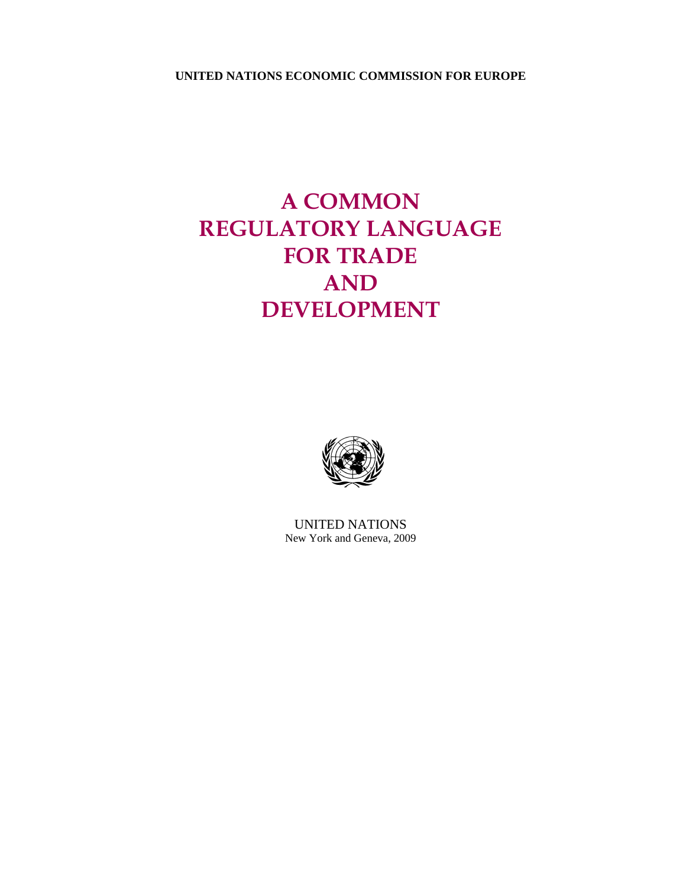**UNITED NATIONS ECONOMIC COMMISSION FOR EUROPE**

# A COMMON REGULATORY LANGUAGE FOR TRADE AND DEVELOPMENT

UNITED NATIONS
New York and Geneva, 2009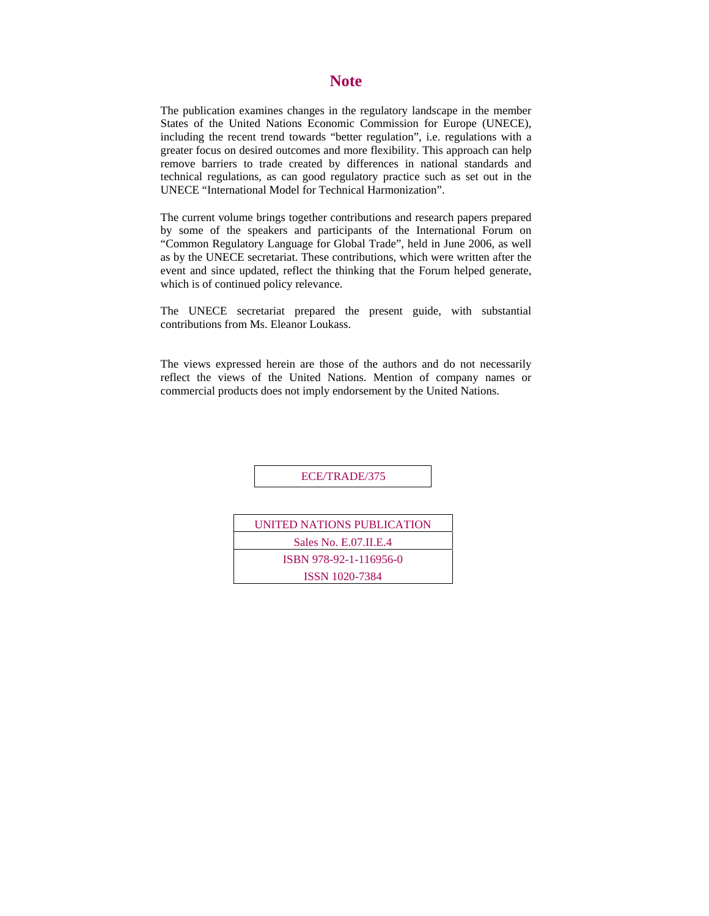# Note

The publication examines changes in the regulatory landscape in the member States of the United Nations Economic Commission for Europe (UNECE), including the recent trend towards "better regulation", i.e. regulations with a greater focus on desired outcomes and more flexibility. This approach can help remove barriers to trade created by differences in national standards and technical regulations, as can good regulatory practice such as set out in the UNECE "International Model for Technical Harmonization".

The current volume brings together contributions and research papers prepared by some of the speakers and participants of the International Forum on "Common Regulatory Language for Global Trade", held in June 2006, as well as by the UNECE secretariat. These contributions, which were written after the event and since updated, reflect the thinking that the Forum helped generate, which is of continued policy relevance.

The UNECE secretariat prepared the present guide, with substantial contributions from Ms. Eleanor Loukass.

The views expressed herein are those of the authors and do not necessarily reflect the views of the United Nations. Mention of company names or commercial products does not imply endorsement by the United Nations.

ECE/TRADE/375

UNITED NATIONS PUBLICATION

Sales No. E.07.II.E.4

ISBN 978-92-1-116956-0

ISSN 1020-7384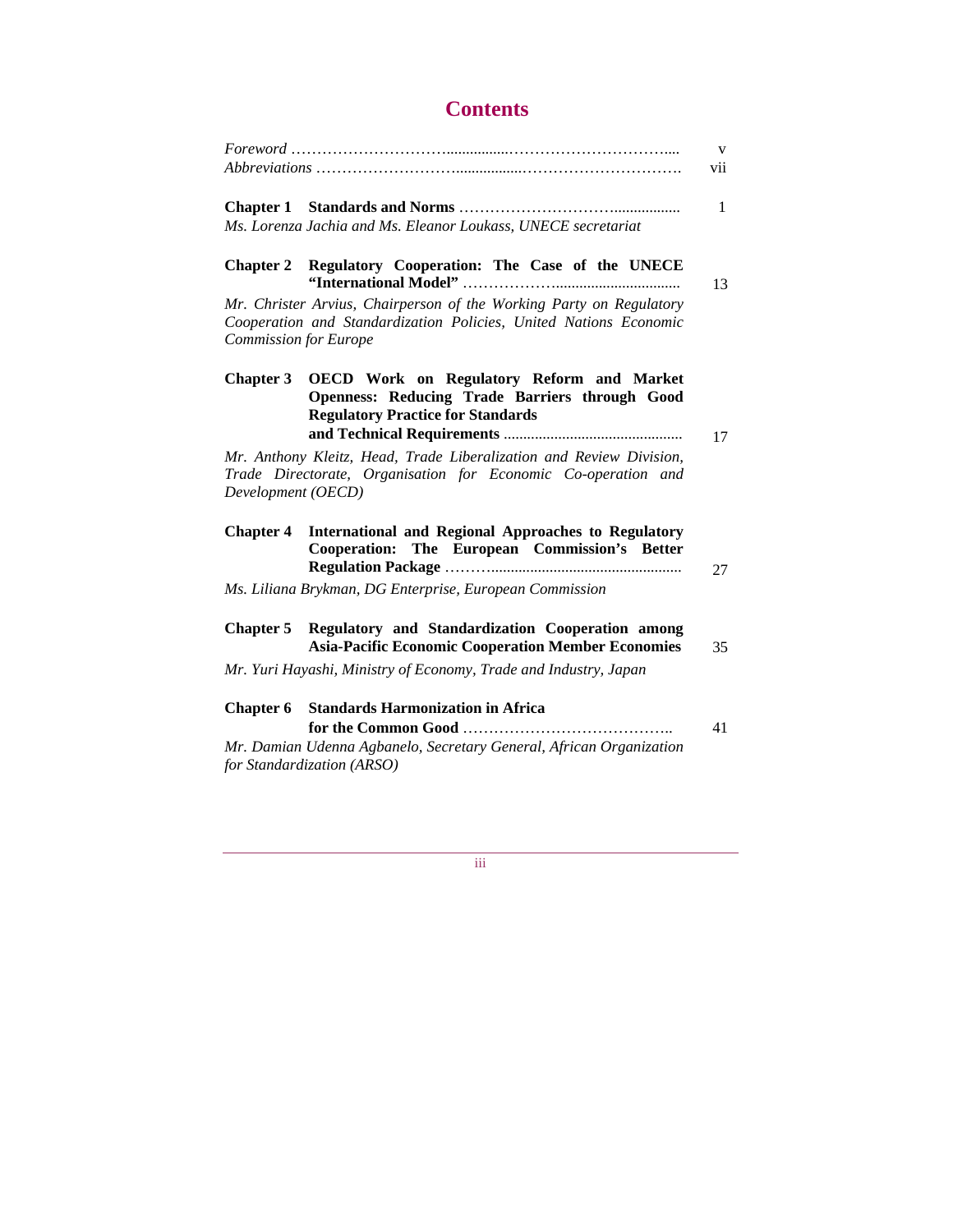# Contents

*Foreword* ........................................................................ v
*Abbreviations* ................................................................... vii

**Chapter 1 Standards and Norms** ........................................ 1
*Ms. Lorenza Jachia and Ms. Eleanor Loukass, UNECE secretariat*

**Chapter 2 Regulatory Cooperation: The Case of the UNECE "International Model"** ........................................ 13
*Mr. Christer Arvius, Chairperson of the Working Party on Regulatory Cooperation and Standardization Policies, United Nations Economic Commission for Europe*

**Chapter 3 OECD Work on Regulatory Reform and Market Openness: Reducing Trade Barriers through Good Regulatory Practice for Standards and Technical Requirements** ........................................ 17
*Mr. Anthony Kleitz, Head, Trade Liberalization and Review Division, Trade Directorate, Organisation for Economic Co-operation and Development (OECD)*

**Chapter 4 International and Regional Approaches to Regulatory Cooperation: The European Commission's Better Regulation Package** ........................................ 27
*Ms. Liliana Brykman, DG Enterprise, European Commission*

**Chapter 5 Regulatory and Standardization Cooperation among Asia-Pacific Economic Cooperation Member Economies** 35
*Mr. Yuri Hayashi, Ministry of Economy, Trade and Industry, Japan*

**Chapter 6 Standards Harmonization in Africa for the Common Good** ........................................ 41
*Mr. Damian Udenna Agbanelo, Secretary General, African Organization for Standardization (ARSO)*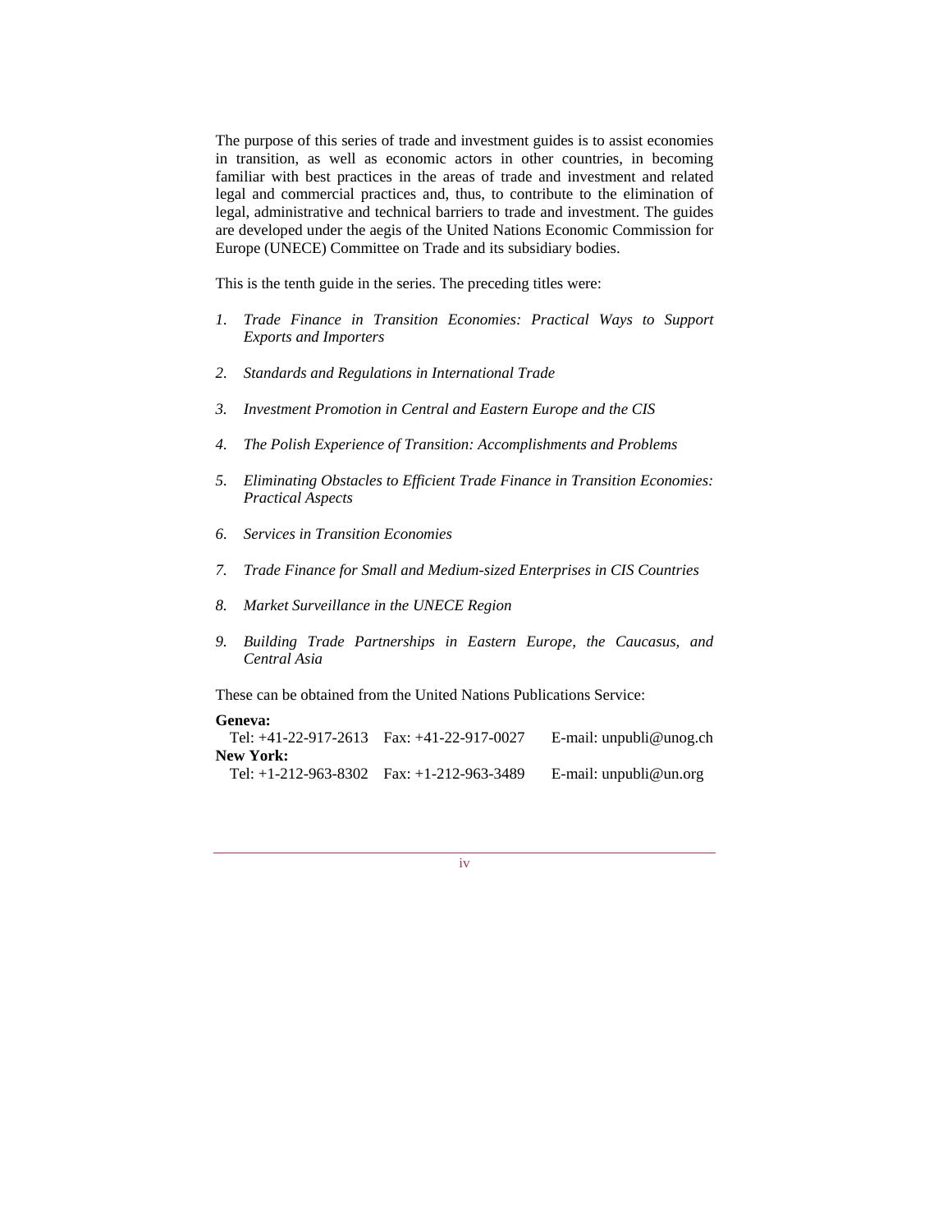The purpose of this series of trade and investment guides is to assist economies in transition, as well as economic actors in other countries, in becoming familiar with best practices in the areas of trade and investment and related legal and commercial practices and, thus, to contribute to the elimination of legal, administrative and technical barriers to trade and investment. The guides are developed under the aegis of the United Nations Economic Commission for Europe (UNECE) Committee on Trade and its subsidiary bodies.

This is the tenth guide in the series. The preceding titles were:

1. *Trade Finance in Transition Economies: Practical Ways to Support Exports and Importers*

2. *Standards and Regulations in International Trade*

3. *Investment Promotion in Central and Eastern Europe and the CIS*

4. *The Polish Experience of Transition: Accomplishments and Problems*

5. *Eliminating Obstacles to Efficient Trade Finance in Transition Economies: Practical Aspects*

6. *Services in Transition Economies*

7. *Trade Finance for Small and Medium-sized Enterprises in CIS Countries*

8. *Market Surveillance in the UNECE Region*

9. *Building Trade Partnerships in Eastern Europe, the Caucasus, and Central Asia*

These can be obtained from the United Nations Publications Service:

**Geneva:**
Tel: +41-22-917-2613 Fax: +41-22-917-0027 E-mail: unpubli@unog.ch
**New York:**
Tel: +1-212-963-8302 Fax: +1-212-963-3489 E-mail: unpubli@un.org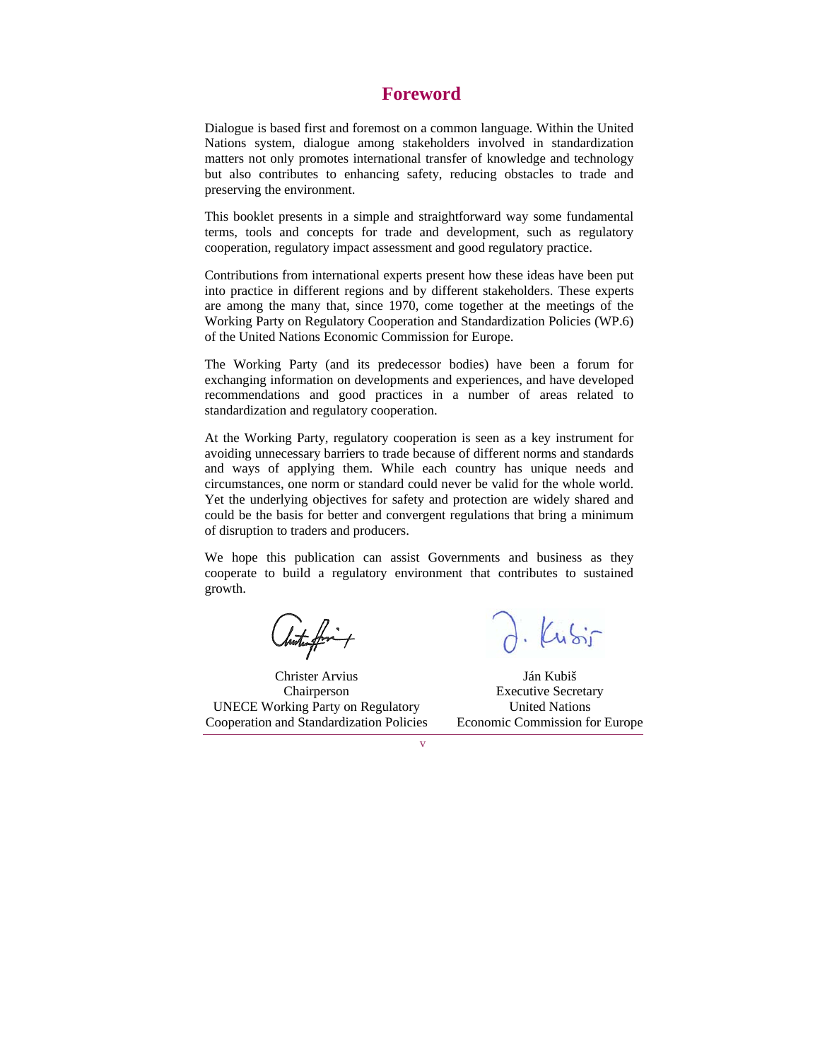# Foreword

Dialogue is based first and foremost on a common language. Within the United Nations system, dialogue among stakeholders involved in standardization matters not only promotes international transfer of knowledge and technology but also contributes to enhancing safety, reducing obstacles to trade and preserving the environment.

This booklet presents in a simple and straightforward way some fundamental terms, tools and concepts for trade and development, such as regulatory cooperation, regulatory impact assessment and good regulatory practice.

Contributions from international experts present how these ideas have been put into practice in different regions and by different stakeholders. These experts are among the many that, since 1970, come together at the meetings of the Working Party on Regulatory Cooperation and Standardization Policies (WP.6) of the United Nations Economic Commission for Europe.

The Working Party (and its predecessor bodies) have been a forum for exchanging information on developments and experiences, and have developed recommendations and good practices in a number of areas related to standardization and regulatory cooperation.

At the Working Party, regulatory cooperation is seen as a key instrument for avoiding unnecessary barriers to trade because of different norms and standards and ways of applying them. While each country has unique needs and circumstances, one norm or standard could never be valid for the whole world. Yet the underlying objectives for safety and protection are widely shared and could be the basis for better and convergent regulations that bring a minimum of disruption to traders and producers.

We hope this publication can assist Governments and business as they cooperate to build a regulatory environment that contributes to sustained growth.

Christer Arvius
Chairperson
UNECE Working Party on Regulatory Cooperation and Standardization Policies

Ján Kubiš
Executive Secretary
United Nations
Economic Commission for Europe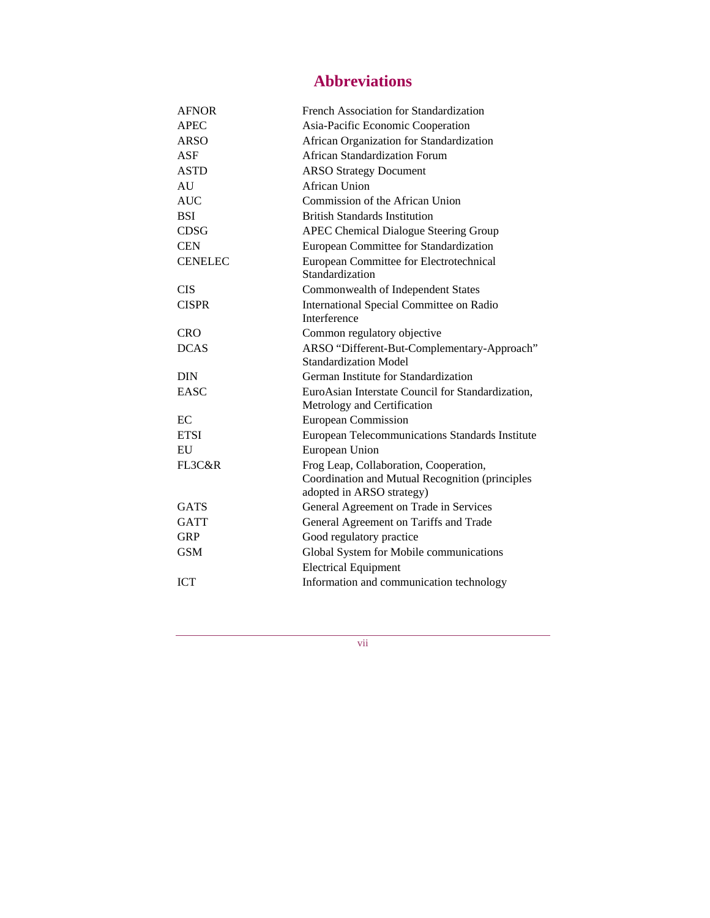# Abbreviations

| | |
|---|---|
| AFNOR | French Association for Standardization |
| APEC | Asia-Pacific Economic Cooperation |
| ARSO | African Organization for Standardization |
| ASF | African Standardization Forum |
| ASTD | ARSO Strategy Document |
| AU | African Union |
| AUC | Commission of the African Union |
| BSI | British Standards Institution |
| CDSG | APEC Chemical Dialogue Steering Group |
| CEN | European Committee for Standardization |
| CENELEC | European Committee for Electrotechnical Standardization |
| CIS | Commonwealth of Independent States |
| CISPR | International Special Committee on Radio Interference |
| CRO | Common regulatory objective |
| DCAS | ARSO "Different-But-Complementary-Approach" Standardization Model |
| DIN | German Institute for Standardization |
| EASC | EuroAsian Interstate Council for Standardization, Metrology and Certification |
| EC | European Commission |
| ETSI | European Telecommunications Standards Institute |
| EU | European Union |
| FL3C&R | Frog Leap, Collaboration, Cooperation, Coordination and Mutual Recognition (principles adopted in ARSO strategy) |
| GATS | General Agreement on Trade in Services |
| GATT | General Agreement on Tariffs and Trade |
| GRP | Good regulatory practice |
| GSM | Global System for Mobile communications Electrical Equipment |
| ICT | Information and communication technology |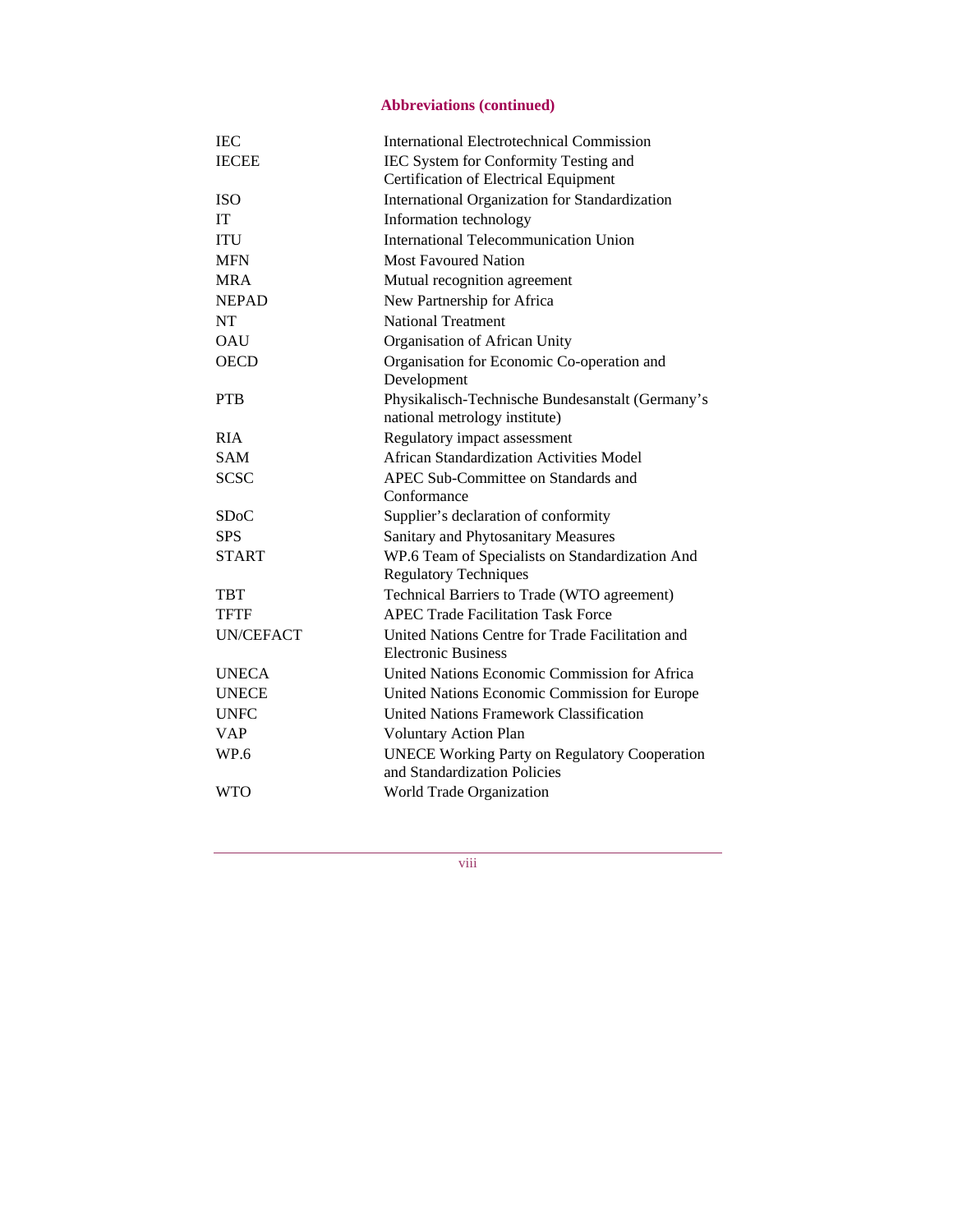## Abbreviations (continued)

| | |
|---|---|
| IEC | International Electrotechnical Commission |
| IECEE | IEC System for Conformity Testing and Certification of Electrical Equipment |
| ISO | International Organization for Standardization |
| IT | Information technology |
| ITU | International Telecommunication Union |
| MFN | Most Favoured Nation |
| MRA | Mutual recognition agreement |
| NEPAD | New Partnership for Africa |
| NT | National Treatment |
| OAU | Organisation of African Unity |
| OECD | Organisation for Economic Co-operation and Development |
| PTB | Physikalisch-Technische Bundesanstalt (Germany's national metrology institute) |
| RIA | Regulatory impact assessment |
| SAM | African Standardization Activities Model |
| SCSC | APEC Sub-Committee on Standards and Conformance |
| SDoC | Supplier's declaration of conformity |
| SPS | Sanitary and Phytosanitary Measures |
| START | WP.6 Team of Specialists on Standardization And Regulatory Techniques |
| TBT | Technical Barriers to Trade (WTO agreement) |
| TFTF | APEC Trade Facilitation Task Force |
| UN/CEFACT | United Nations Centre for Trade Facilitation and Electronic Business |
| UNECA | United Nations Economic Commission for Africa |
| UNECE | United Nations Economic Commission for Europe |
| UNFC | United Nations Framework Classification |
| VAP | Voluntary Action Plan |
| WP.6 | UNECE Working Party on Regulatory Cooperation and Standardization Policies |
| WTO | World Trade Organization |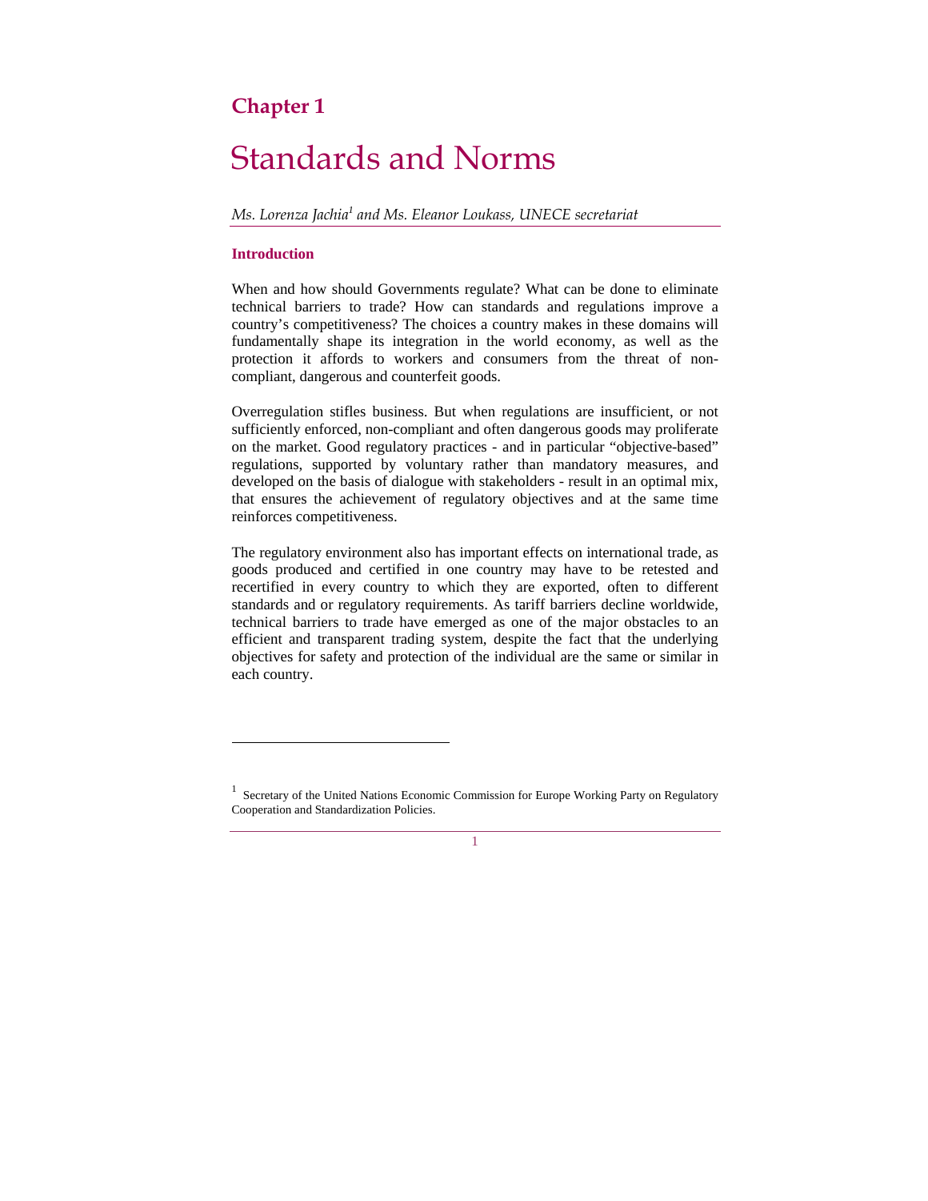# Chapter 1

# Standards and Norms

*Ms. Lorenza Jachia[1] and Ms. Eleanor Loukass, UNECE secretariat*

## Introduction

When and how should Governments regulate? What can be done to eliminate technical barriers to trade? How can standards and regulations improve a country's competitiveness? The choices a country makes in these domains will fundamentally shape its integration in the world economy, as well as the protection it affords to workers and consumers from the threat of non-compliant, dangerous and counterfeit goods.

Overregulation stifles business. But when regulations are insufficient, or not sufficiently enforced, non-compliant and often dangerous goods may proliferate on the market. Good regulatory practices - and in particular "objective-based" regulations, supported by voluntary rather than mandatory measures, and developed on the basis of dialogue with stakeholders - result in an optimal mix, that ensures the achievement of regulatory objectives and at the same time reinforces competitiveness.

The regulatory environment also has important effects on international trade, as goods produced and certified in one country may have to be retested and recertified in every country to which they are exported, often to different standards and or regulatory requirements. As tariff barriers decline worldwide, technical barriers to trade have emerged as one of the major obstacles to an efficient and transparent trading system, despite the fact that the underlying objectives for safety and protection of the individual are the same or similar in each country.

---

[1] Secretary of the United Nations Economic Commission for Europe Working Party on Regulatory Cooperation and Standardization Policies.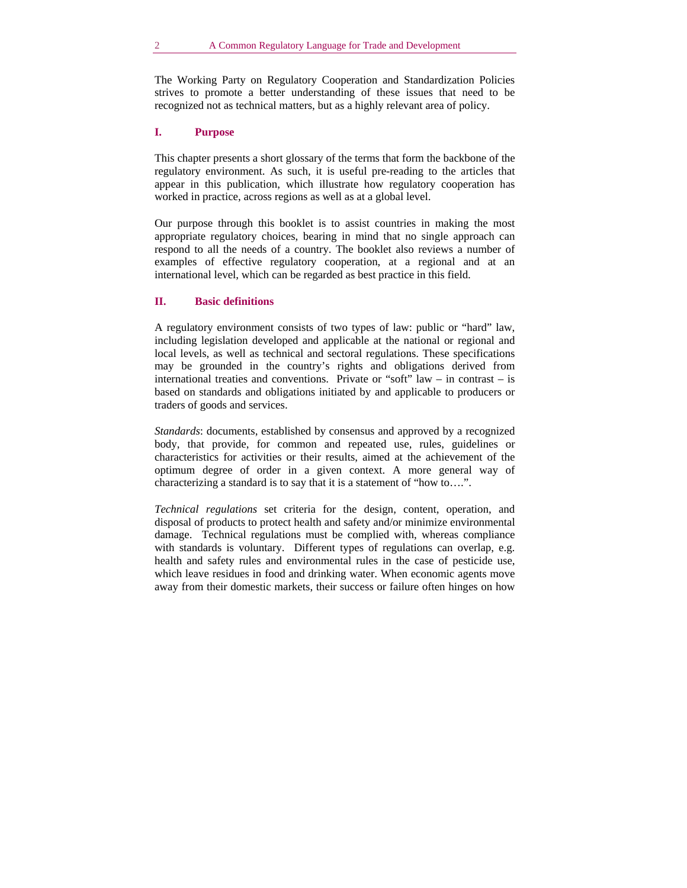The Working Party on Regulatory Cooperation and Standardization Policies strives to promote a better understanding of these issues that need to be recognized not as technical matters, but as a highly relevant area of policy.

## I. Purpose

This chapter presents a short glossary of the terms that form the backbone of the regulatory environment. As such, it is useful pre-reading to the articles that appear in this publication, which illustrate how regulatory cooperation has worked in practice, across regions as well as at a global level.

Our purpose through this booklet is to assist countries in making the most appropriate regulatory choices, bearing in mind that no single approach can respond to all the needs of a country. The booklet also reviews a number of examples of effective regulatory cooperation, at a regional and at an international level, which can be regarded as best practice in this field.

## II. Basic definitions

A regulatory environment consists of two types of law: public or "hard" law, including legislation developed and applicable at the national or regional and local levels, as well as technical and sectoral regulations. These specifications may be grounded in the country's rights and obligations derived from international treaties and conventions. Private or "soft" law – in contrast – is based on standards and obligations initiated by and applicable to producers or traders of goods and services.

*Standards*: documents, established by consensus and approved by a recognized body, that provide, for common and repeated use, rules, guidelines or characteristics for activities or their results, aimed at the achievement of the optimum degree of order in a given context. A more general way of characterizing a standard is to say that it is a statement of "how to….".

*Technical regulations* set criteria for the design, content, operation, and disposal of products to protect health and safety and/or minimize environmental damage. Technical regulations must be complied with, whereas compliance with standards is voluntary. Different types of regulations can overlap, e.g. health and safety rules and environmental rules in the case of pesticide use, which leave residues in food and drinking water. When economic agents move away from their domestic markets, their success or failure often hinges on how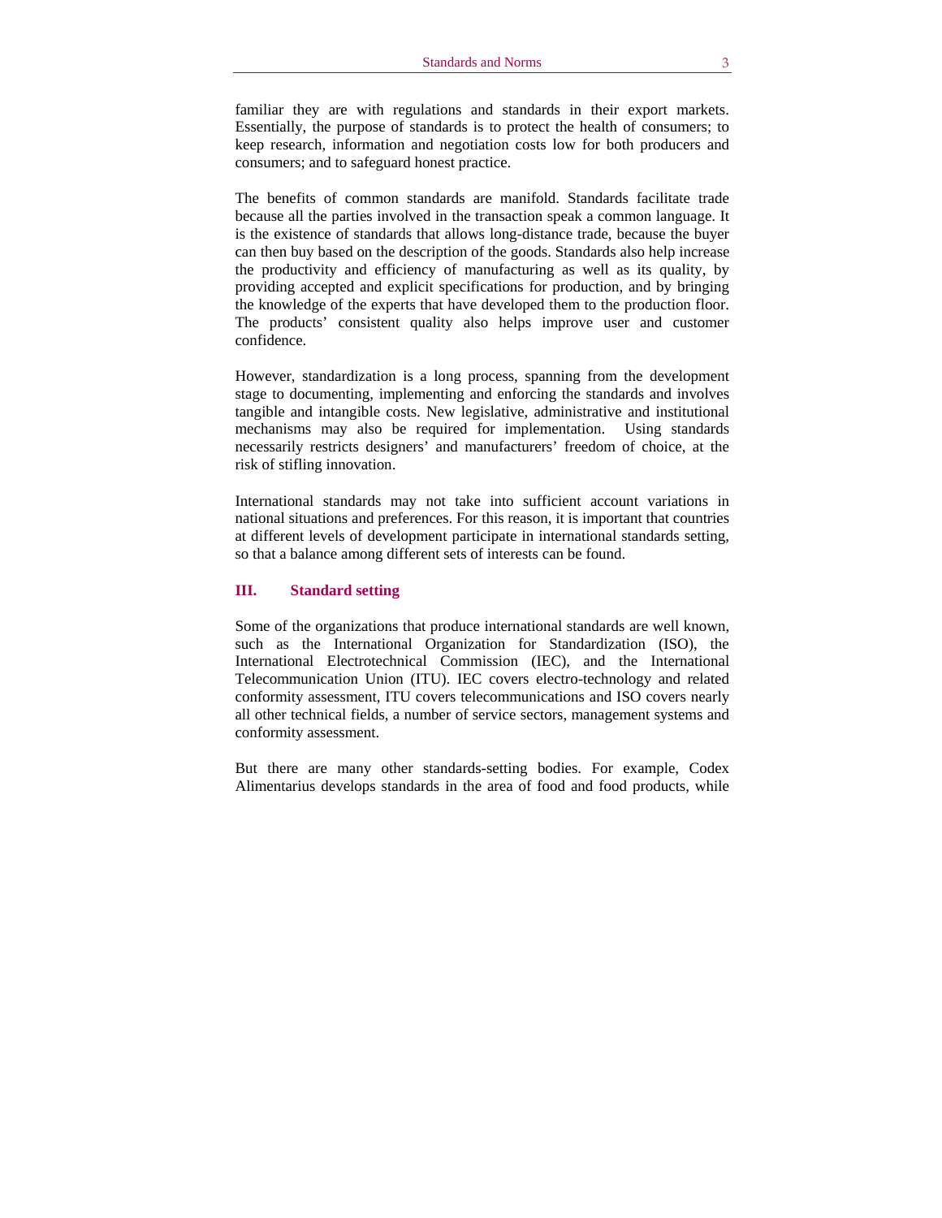familiar they are with regulations and standards in their export markets. Essentially, the purpose of standards is to protect the health of consumers; to keep research, information and negotiation costs low for both producers and consumers; and to safeguard honest practice.

The benefits of common standards are manifold. Standards facilitate trade because all the parties involved in the transaction speak a common language. It is the existence of standards that allows long-distance trade, because the buyer can then buy based on the description of the goods. Standards also help increase the productivity and efficiency of manufacturing as well as its quality, by providing accepted and explicit specifications for production, and by bringing the knowledge of the experts that have developed them to the production floor. The products' consistent quality also helps improve user and customer confidence.

However, standardization is a long process, spanning from the development stage to documenting, implementing and enforcing the standards and involves tangible and intangible costs. New legislative, administrative and institutional mechanisms may also be required for implementation. Using standards necessarily restricts designers' and manufacturers' freedom of choice, at the risk of stifling innovation.

International standards may not take into sufficient account variations in national situations and preferences. For this reason, it is important that countries at different levels of development participate in international standards setting, so that a balance among different sets of interests can be found.

## III. Standard setting

Some of the organizations that produce international standards are well known, such as the International Organization for Standardization (ISO), the International Electrotechnical Commission (IEC), and the International Telecommunication Union (ITU). IEC covers electro-technology and related conformity assessment, ITU covers telecommunications and ISO covers nearly all other technical fields, a number of service sectors, management systems and conformity assessment.

But there are many other standards-setting bodies. For example, Codex Alimentarius develops standards in the area of food and food products, while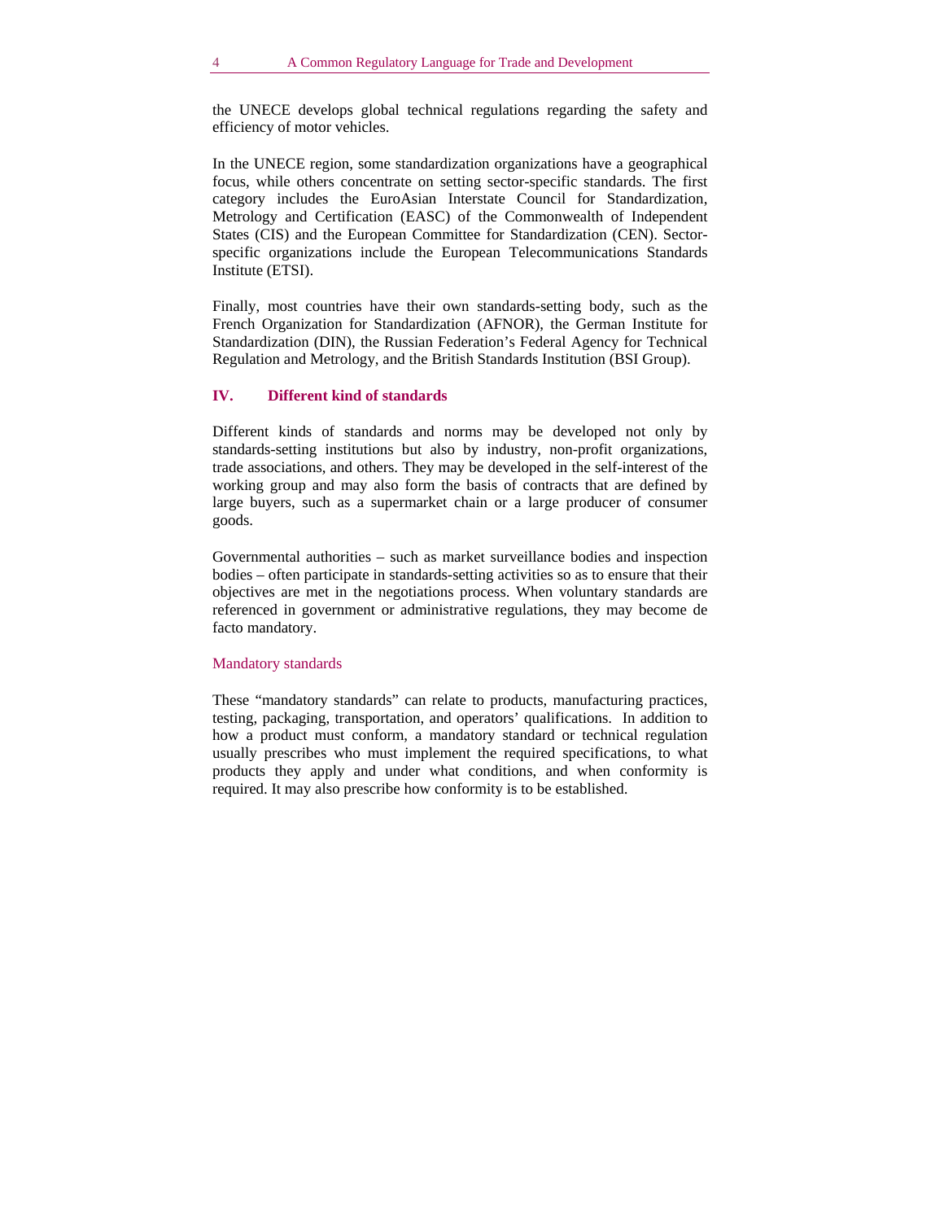the UNECE develops global technical regulations regarding the safety and efficiency of motor vehicles.

In the UNECE region, some standardization organizations have a geographical focus, while others concentrate on setting sector-specific standards. The first category includes the EuroAsian Interstate Council for Standardization, Metrology and Certification (EASC) of the Commonwealth of Independent States (CIS) and the European Committee for Standardization (CEN). Sector-specific organizations include the European Telecommunications Standards Institute (ETSI).

Finally, most countries have their own standards-setting body, such as the French Organization for Standardization (AFNOR), the German Institute for Standardization (DIN), the Russian Federation's Federal Agency for Technical Regulation and Metrology, and the British Standards Institution (BSI Group).

## IV. Different kind of standards

Different kinds of standards and norms may be developed not only by standards-setting institutions but also by industry, non-profit organizations, trade associations, and others. They may be developed in the self-interest of the working group and may also form the basis of contracts that are defined by large buyers, such as a supermarket chain or a large producer of consumer goods.

Governmental authorities – such as market surveillance bodies and inspection bodies – often participate in standards-setting activities so as to ensure that their objectives are met in the negotiations process. When voluntary standards are referenced in government or administrative regulations, they may become de facto mandatory.

### Mandatory standards

These "mandatory standards" can relate to products, manufacturing practices, testing, packaging, transportation, and operators' qualifications. In addition to how a product must conform, a mandatory standard or technical regulation usually prescribes who must implement the required specifications, to what products they apply and under what conditions, and when conformity is required. It may also prescribe how conformity is to be established.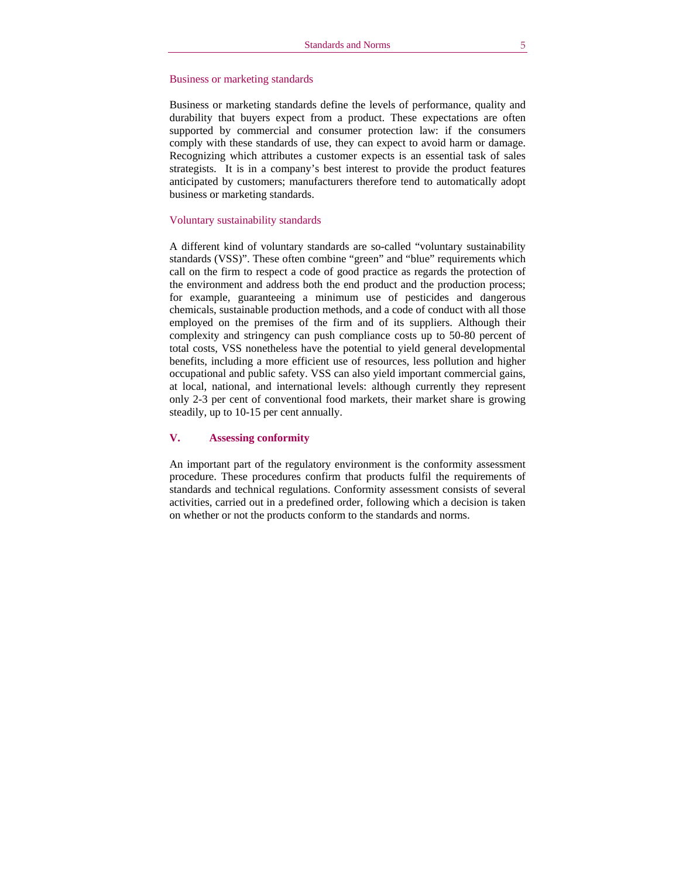### Business or marketing standards

Business or marketing standards define the levels of performance, quality and durability that buyers expect from a product. These expectations are often supported by commercial and consumer protection law: if the consumers comply with these standards of use, they can expect to avoid harm or damage. Recognizing which attributes a customer expects is an essential task of sales strategists. It is in a company's best interest to provide the product features anticipated by customers; manufacturers therefore tend to automatically adopt business or marketing standards.

### Voluntary sustainability standards

A different kind of voluntary standards are so-called "voluntary sustainability standards (VSS)". These often combine "green" and "blue" requirements which call on the firm to respect a code of good practice as regards the protection of the environment and address both the end product and the production process; for example, guaranteeing a minimum use of pesticides and dangerous chemicals, sustainable production methods, and a code of conduct with all those employed on the premises of the firm and of its suppliers. Although their complexity and stringency can push compliance costs up to 50-80 percent of total costs, VSS nonetheless have the potential to yield general developmental benefits, including a more efficient use of resources, less pollution and higher occupational and public safety. VSS can also yield important commercial gains, at local, national, and international levels: although currently they represent only 2-3 per cent of conventional food markets, their market share is growing steadily, up to 10-15 per cent annually.

## V. Assessing conformity

An important part of the regulatory environment is the conformity assessment procedure. These procedures confirm that products fulfil the requirements of standards and technical regulations. Conformity assessment consists of several activities, carried out in a predefined order, following which a decision is taken on whether or not the products conform to the standards and norms.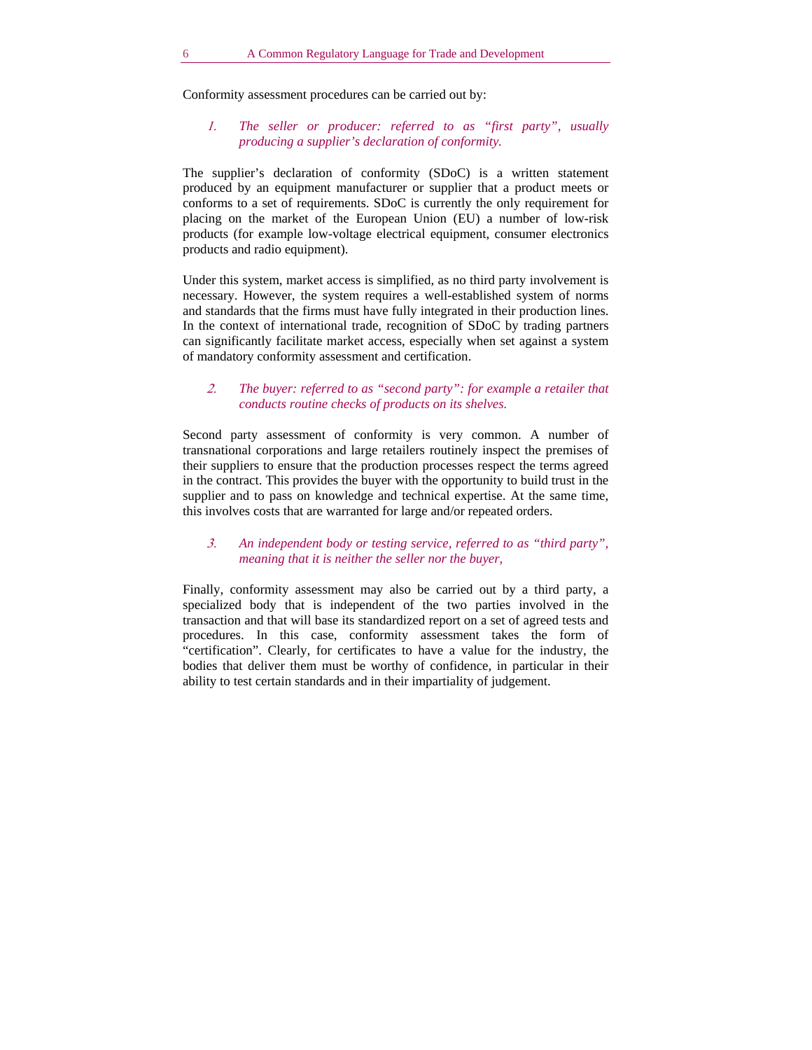Conformity assessment procedures can be carried out by:

1. *The seller or producer: referred to as "first party", usually producing a supplier's declaration of conformity.*

The supplier's declaration of conformity (SDoC) is a written statement produced by an equipment manufacturer or supplier that a product meets or conforms to a set of requirements. SDoC is currently the only requirement for placing on the market of the European Union (EU) a number of low-risk products (for example low-voltage electrical equipment, consumer electronics products and radio equipment).

Under this system, market access is simplified, as no third party involvement is necessary. However, the system requires a well-established system of norms and standards that the firms must have fully integrated in their production lines. In the context of international trade, recognition of SDoC by trading partners can significantly facilitate market access, especially when set against a system of mandatory conformity assessment and certification.

2. *The buyer: referred to as "second party": for example a retailer that conducts routine checks of products on its shelves.*

Second party assessment of conformity is very common. A number of transnational corporations and large retailers routinely inspect the premises of their suppliers to ensure that the production processes respect the terms agreed in the contract. This provides the buyer with the opportunity to build trust in the supplier and to pass on knowledge and technical expertise. At the same time, this involves costs that are warranted for large and/or repeated orders.

3. *An independent body or testing service, referred to as "third party", meaning that it is neither the seller nor the buyer,*

Finally, conformity assessment may also be carried out by a third party, a specialized body that is independent of the two parties involved in the transaction and that will base its standardized report on a set of agreed tests and procedures. In this case, conformity assessment takes the form of "certification". Clearly, for certificates to have a value for the industry, the bodies that deliver them must be worthy of confidence, in particular in their ability to test certain standards and in their impartiality of judgement.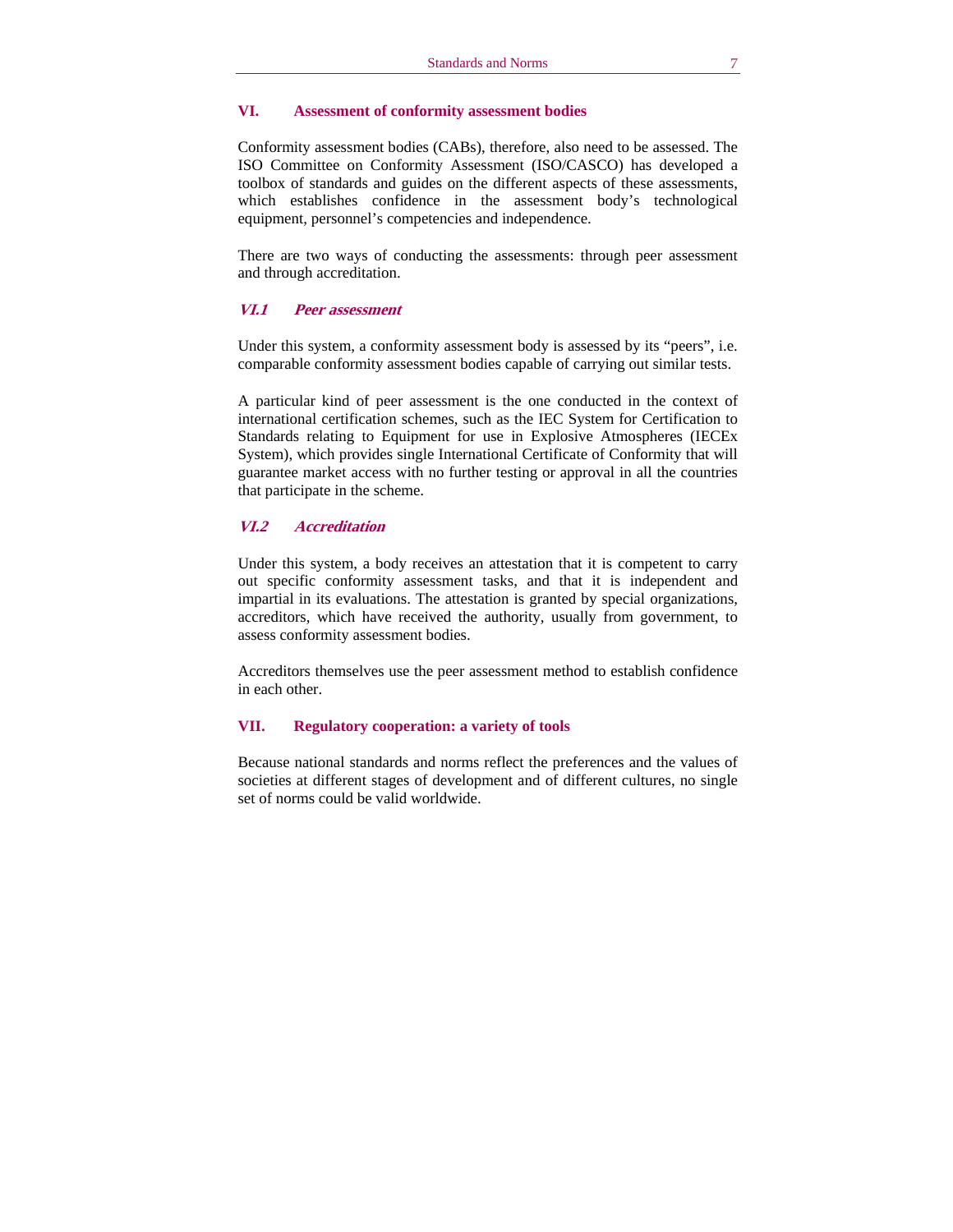## VI. Assessment of conformity assessment bodies

Conformity assessment bodies (CABs), therefore, also need to be assessed. The ISO Committee on Conformity Assessment (ISO/CASCO) has developed a toolbox of standards and guides on the different aspects of these assessments, which establishes confidence in the assessment body's technological equipment, personnel's competencies and independence.

There are two ways of conducting the assessments: through peer assessment and through accreditation.

### *VI.1 Peer assessment*

Under this system, a conformity assessment body is assessed by its "peers", i.e. comparable conformity assessment bodies capable of carrying out similar tests.

A particular kind of peer assessment is the one conducted in the context of international certification schemes, such as the IEC System for Certification to Standards relating to Equipment for use in Explosive Atmospheres (IECEx System), which provides single International Certificate of Conformity that will guarantee market access with no further testing or approval in all the countries that participate in the scheme.

### *VI.2 Accreditation*

Under this system, a body receives an attestation that it is competent to carry out specific conformity assessment tasks, and that it is independent and impartial in its evaluations. The attestation is granted by special organizations, accreditors, which have received the authority, usually from government, to assess conformity assessment bodies.

Accreditors themselves use the peer assessment method to establish confidence in each other.

## VII. Regulatory cooperation: a variety of tools

Because national standards and norms reflect the preferences and the values of societies at different stages of development and of different cultures, no single set of norms could be valid worldwide.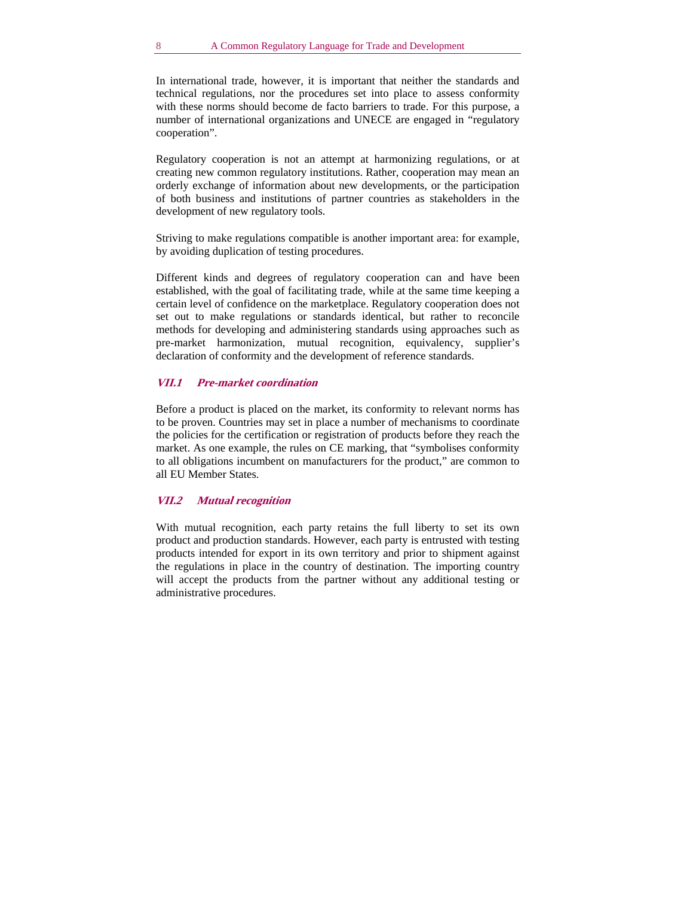In international trade, however, it is important that neither the standards and technical regulations, nor the procedures set into place to assess conformity with these norms should become de facto barriers to trade. For this purpose, a number of international organizations and UNECE are engaged in “regulatory cooperation”.

Regulatory cooperation is not an attempt at harmonizing regulations, or at creating new common regulatory institutions. Rather, cooperation may mean an orderly exchange of information about new developments, or the participation of both business and institutions of partner countries as stakeholders in the development of new regulatory tools.

Striving to make regulations compatible is another important area: for example, by avoiding duplication of testing procedures.

Different kinds and degrees of regulatory cooperation can and have been established, with the goal of facilitating trade, while at the same time keeping a certain level of confidence on the marketplace. Regulatory cooperation does not set out to make regulations or standards identical, but rather to reconcile methods for developing and administering standards using approaches such as pre-market harmonization, mutual recognition, equivalency, supplier’s declaration of conformity and the development of reference standards.

### *VII.1 Pre-market coordination*

Before a product is placed on the market, its conformity to relevant norms has to be proven. Countries may set in place a number of mechanisms to coordinate the policies for the certification or registration of products before they reach the market. As one example, the rules on CE marking, that “symbolises conformity to all obligations incumbent on manufacturers for the product,” are common to all EU Member States.

### *VII.2 Mutual recognition*

With mutual recognition, each party retains the full liberty to set its own product and production standards. However, each party is entrusted with testing products intended for export in its own territory and prior to shipment against the regulations in place in the country of destination. The importing country will accept the products from the partner without any additional testing or administrative procedures.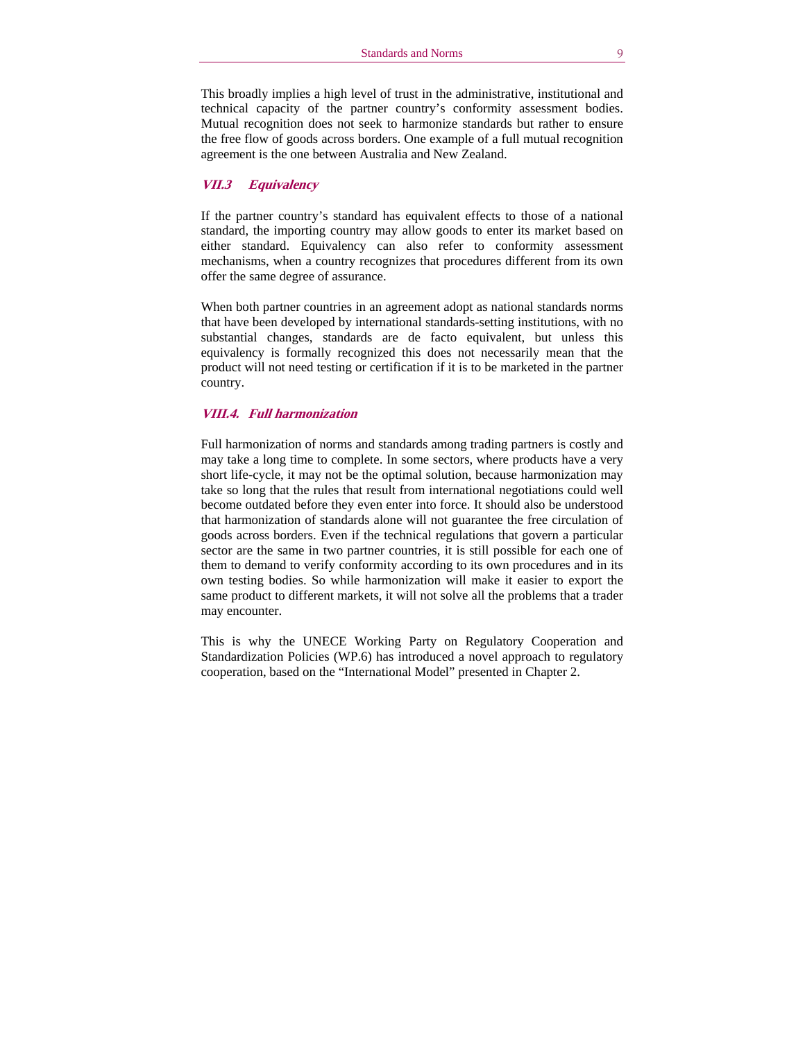This broadly implies a high level of trust in the administrative, institutional and technical capacity of the partner country's conformity assessment bodies. Mutual recognition does not seek to harmonize standards but rather to ensure the free flow of goods across borders. One example of a full mutual recognition agreement is the one between Australia and New Zealand.

### *VII.3 Equivalency*

If the partner country's standard has equivalent effects to those of a national standard, the importing country may allow goods to enter its market based on either standard. Equivalency can also refer to conformity assessment mechanisms, when a country recognizes that procedures different from its own offer the same degree of assurance.

When both partner countries in an agreement adopt as national standards norms that have been developed by international standards-setting institutions, with no substantial changes, standards are de facto equivalent, but unless this equivalency is formally recognized this does not necessarily mean that the product will not need testing or certification if it is to be marketed in the partner country.

### *VIII.4. Full harmonization*

Full harmonization of norms and standards among trading partners is costly and may take a long time to complete. In some sectors, where products have a very short life-cycle, it may not be the optimal solution, because harmonization may take so long that the rules that result from international negotiations could well become outdated before they even enter into force. It should also be understood that harmonization of standards alone will not guarantee the free circulation of goods across borders. Even if the technical regulations that govern a particular sector are the same in two partner countries, it is still possible for each one of them to demand to verify conformity according to its own procedures and in its own testing bodies. So while harmonization will make it easier to export the same product to different markets, it will not solve all the problems that a trader may encounter.

This is why the UNECE Working Party on Regulatory Cooperation and Standardization Policies (WP.6) has introduced a novel approach to regulatory cooperation, based on the "International Model" presented in Chapter 2.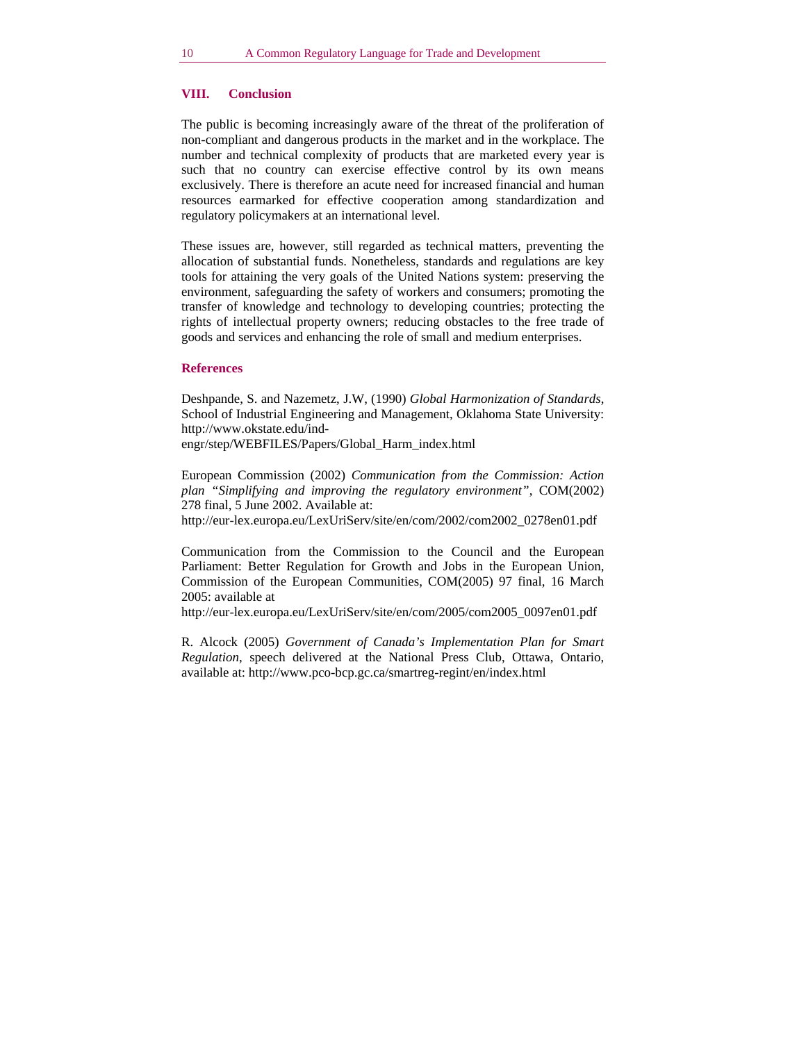## VIII. Conclusion

The public is becoming increasingly aware of the threat of the proliferation of non-compliant and dangerous products in the market and in the workplace. The number and technical complexity of products that are marketed every year is such that no country can exercise effective control by its own means exclusively. There is therefore an acute need for increased financial and human resources earmarked for effective cooperation among standardization and regulatory policymakers at an international level.

These issues are, however, still regarded as technical matters, preventing the allocation of substantial funds. Nonetheless, standards and regulations are key tools for attaining the very goals of the United Nations system: preserving the environment, safeguarding the safety of workers and consumers; promoting the transfer of knowledge and technology to developing countries; protecting the rights of intellectual property owners; reducing obstacles to the free trade of goods and services and enhancing the role of small and medium enterprises.

## References

Deshpande, S. and Nazemetz, J.W, (1990) *Global Harmonization of Standards*, School of Industrial Engineering and Management, Oklahoma State University: http://www.okstate.edu/ind-engr/step/WEBFILES/Papers/Global_Harm_index.html

European Commission (2002) *Communication from the Commission: Action plan "Simplifying and improving the regulatory environment"*, COM(2002) 278 final, 5 June 2002. Available at: http://eur-lex.europa.eu/LexUriServ/site/en/com/2002/com2002_0278en01.pdf

Communication from the Commission to the Council and the European Parliament: Better Regulation for Growth and Jobs in the European Union, Commission of the European Communities, COM(2005) 97 final, 16 March 2005: available at http://eur-lex.europa.eu/LexUriServ/site/en/com/2005/com2005_0097en01.pdf

R. Alcock (2005) *Government of Canada's Implementation Plan for Smart Regulation*, speech delivered at the National Press Club, Ottawa, Ontario, available at: http://www.pco-bcp.gc.ca/smartreg-regint/en/index.html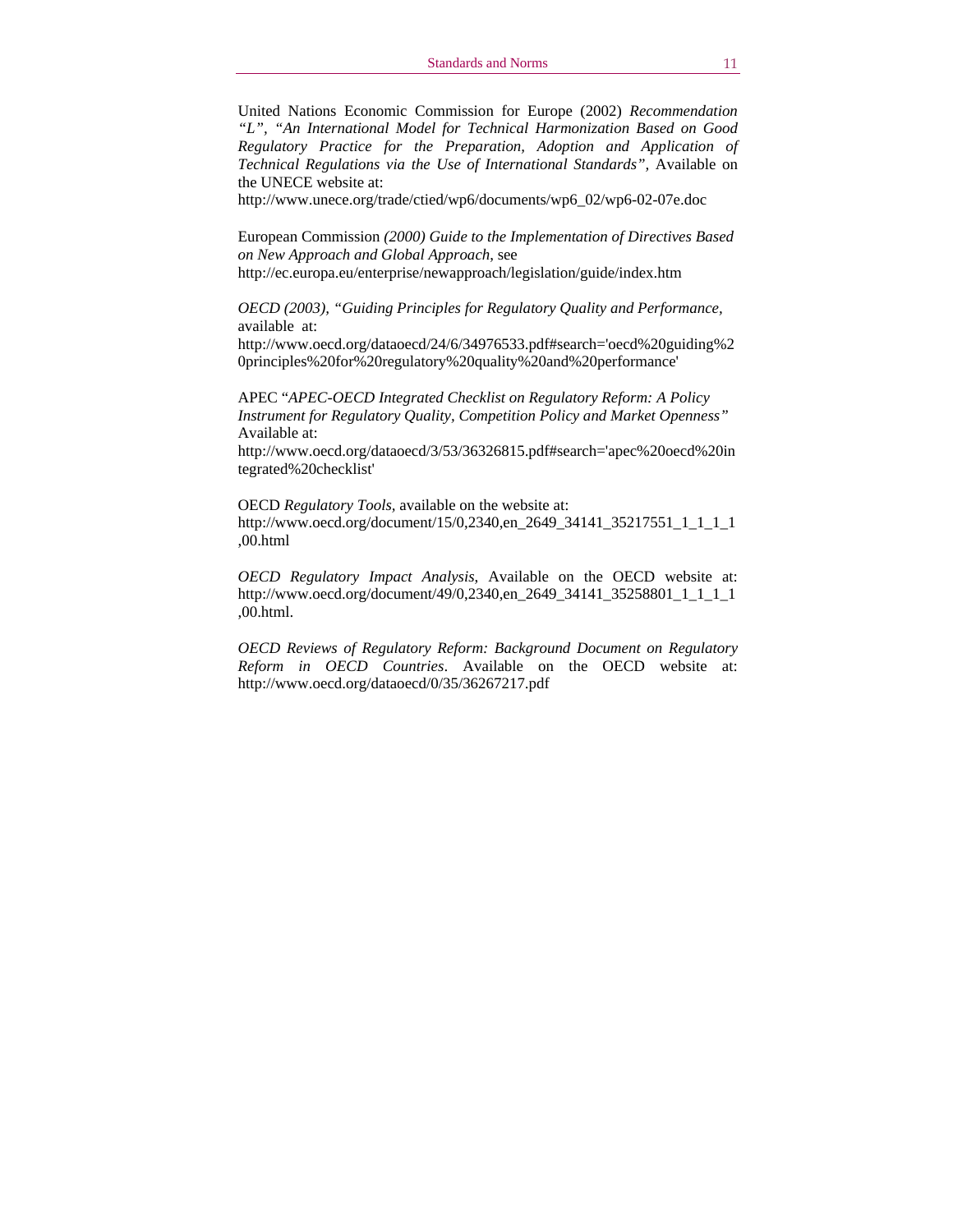United Nations Economic Commission for Europe (2002) *Recommendation "L", "An International Model for Technical Harmonization Based on Good Regulatory Practice for the Preparation, Adoption and Application of Technical Regulations via the Use of International Standards",* Available on the UNECE website at:
http://www.unece.org/trade/ctied/wp6/documents/wp6_02/wp6-02-07e.doc

European Commission *(2000) Guide to the Implementation of Directives Based on New Approach and Global Approach*, see
http://ec.europa.eu/enterprise/newapproach/legislation/guide/index.htm

*OECD (2003), "Guiding Principles for Regulatory Quality and Performance,* available at:
http://www.oecd.org/dataoecd/24/6/34976533.pdf#search='oecd%20guiding%20principles%20for%20regulatory%20quality%20and%20performance'

APEC "*APEC-OECD Integrated Checklist on Regulatory Reform: A Policy Instrument for Regulatory Quality, Competition Policy and Market Openness"* Available at:
http://www.oecd.org/dataoecd/3/53/36326815.pdf#search='apec%20oecd%20integrated%20checklist'

OECD *Regulatory Tools*, available on the website at:
http://www.oecd.org/document/15/0,2340,en_2649_34141_35217551_1_1_1_1,00.html

*OECD Regulatory Impact Analysis*, Available on the OECD website at:
http://www.oecd.org/document/49/0,2340,en_2649_34141_35258801_1_1_1_1,00.html.

*OECD Reviews of Regulatory Reform: Background Document on Regulatory Reform in OECD Countries*. Available on the OECD website at:
http://www.oecd.org/dataoecd/0/35/36267217.pdf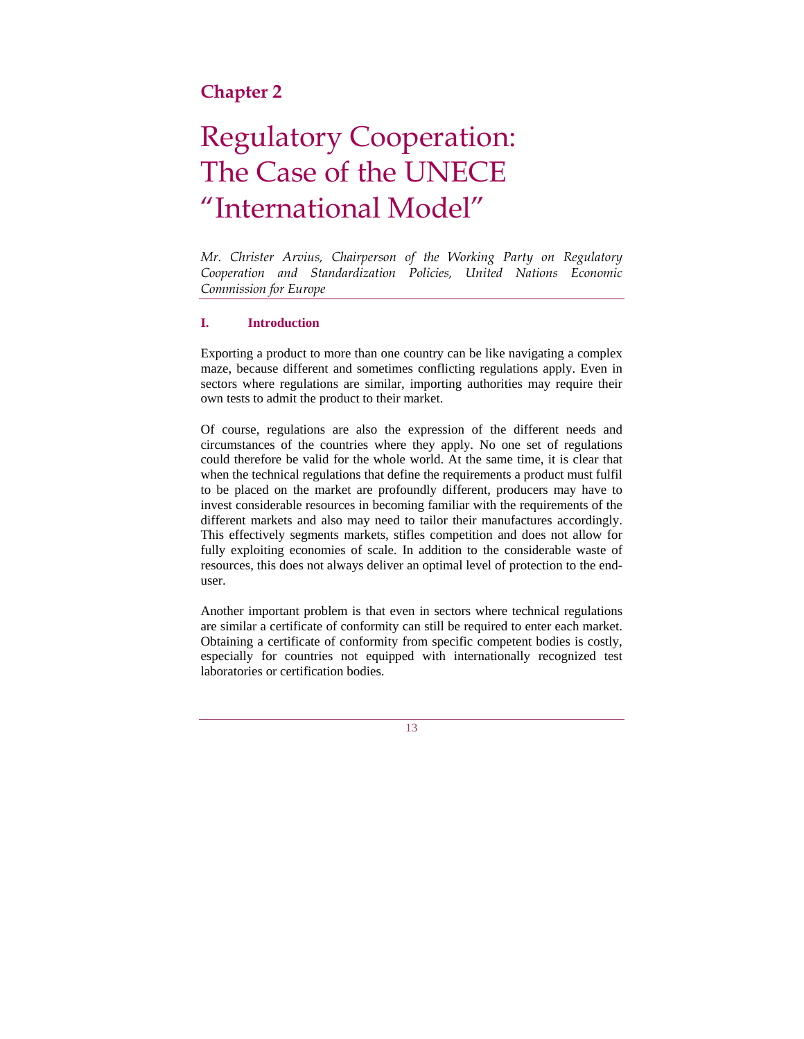**Chapter 2**

# Regulatory Cooperation: The Case of the UNECE "International Model"

*Mr. Christer Arvius, Chairperson of the Working Party on Regulatory Cooperation and Standardization Policies, United Nations Economic Commission for Europe*

## I. Introduction

Exporting a product to more than one country can be like navigating a complex maze, because different and sometimes conflicting regulations apply. Even in sectors where regulations are similar, importing authorities may require their own tests to admit the product to their market.

Of course, regulations are also the expression of the different needs and circumstances of the countries where they apply. No one set of regulations could therefore be valid for the whole world. At the same time, it is clear that when the technical regulations that define the requirements a product must fulfil to be placed on the market are profoundly different, producers may have to invest considerable resources in becoming familiar with the requirements of the different markets and also may need to tailor their manufactures accordingly. This effectively segments markets, stifles competition and does not allow for fully exploiting economies of scale. In addition to the considerable waste of resources, this does not always deliver an optimal level of protection to the end-user.

Another important problem is that even in sectors where technical regulations are similar a certificate of conformity can still be required to enter each market. Obtaining a certificate of conformity from specific competent bodies is costly, especially for countries not equipped with internationally recognized test laboratories or certification bodies.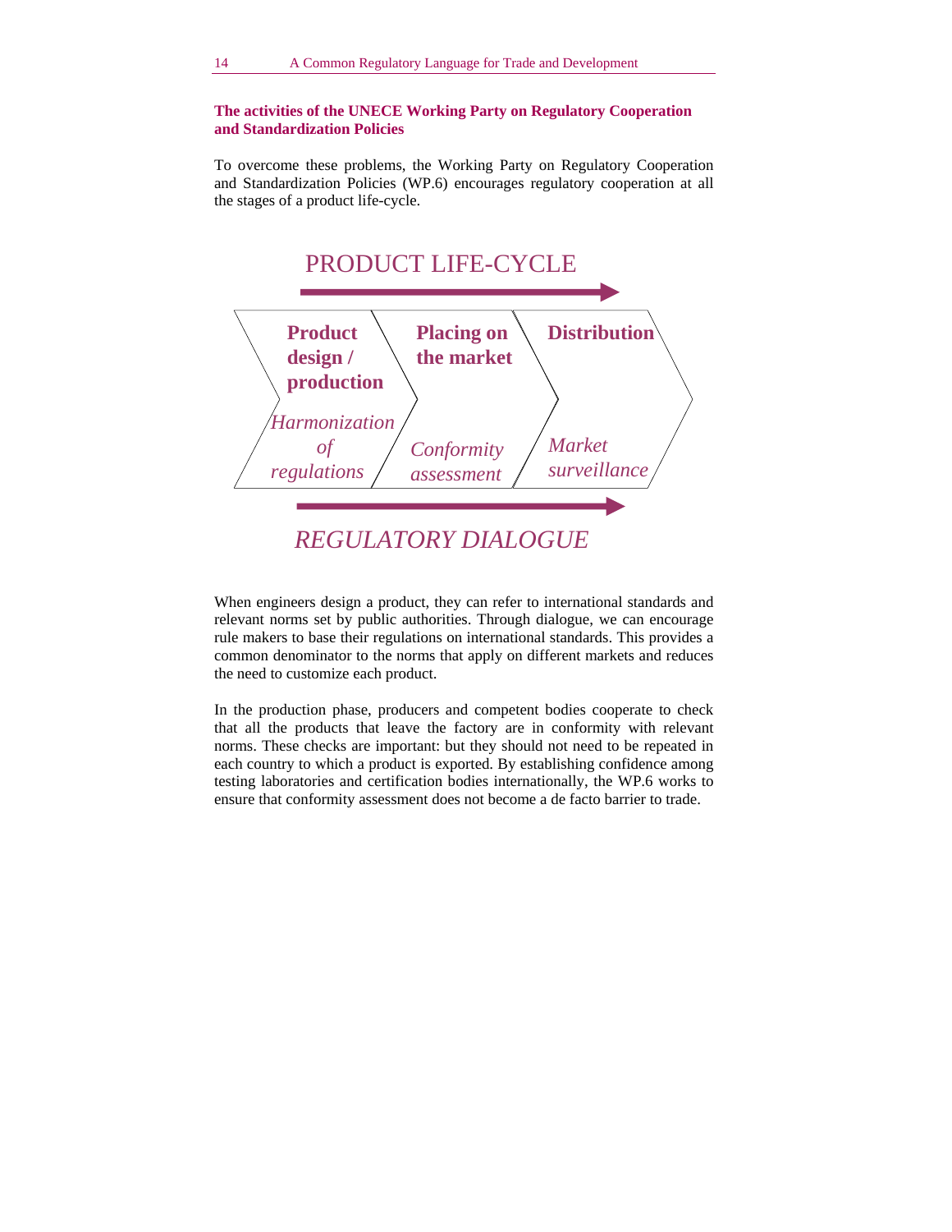### The activities of the UNECE Working Party on Regulatory Cooperation and Standardization Policies

To overcome these problems, the Working Party on Regulatory Cooperation and Standardization Policies (WP.6) encourages regulatory cooperation at all the stages of a product life-cycle.

PRODUCT LIFE-CYCLE

**Product design / production**

*Harmonization of regulations*

**Placing on the market**

*Conformity assessment*

**Distribution**

*Market surveillance*

*REGULATORY DIALOGUE*

When engineers design a product, they can refer to international standards and relevant norms set by public authorities. Through dialogue, we can encourage rule makers to base their regulations on international standards. This provides a common denominator to the norms that apply on different markets and reduces the need to customize each product.

In the production phase, producers and competent bodies cooperate to check that all the products that leave the factory are in conformity with relevant norms. These checks are important: but they should not need to be repeated in each country to which a product is exported. By establishing confidence among testing laboratories and certification bodies internationally, the WP.6 works to ensure that conformity assessment does not become a de facto barrier to trade.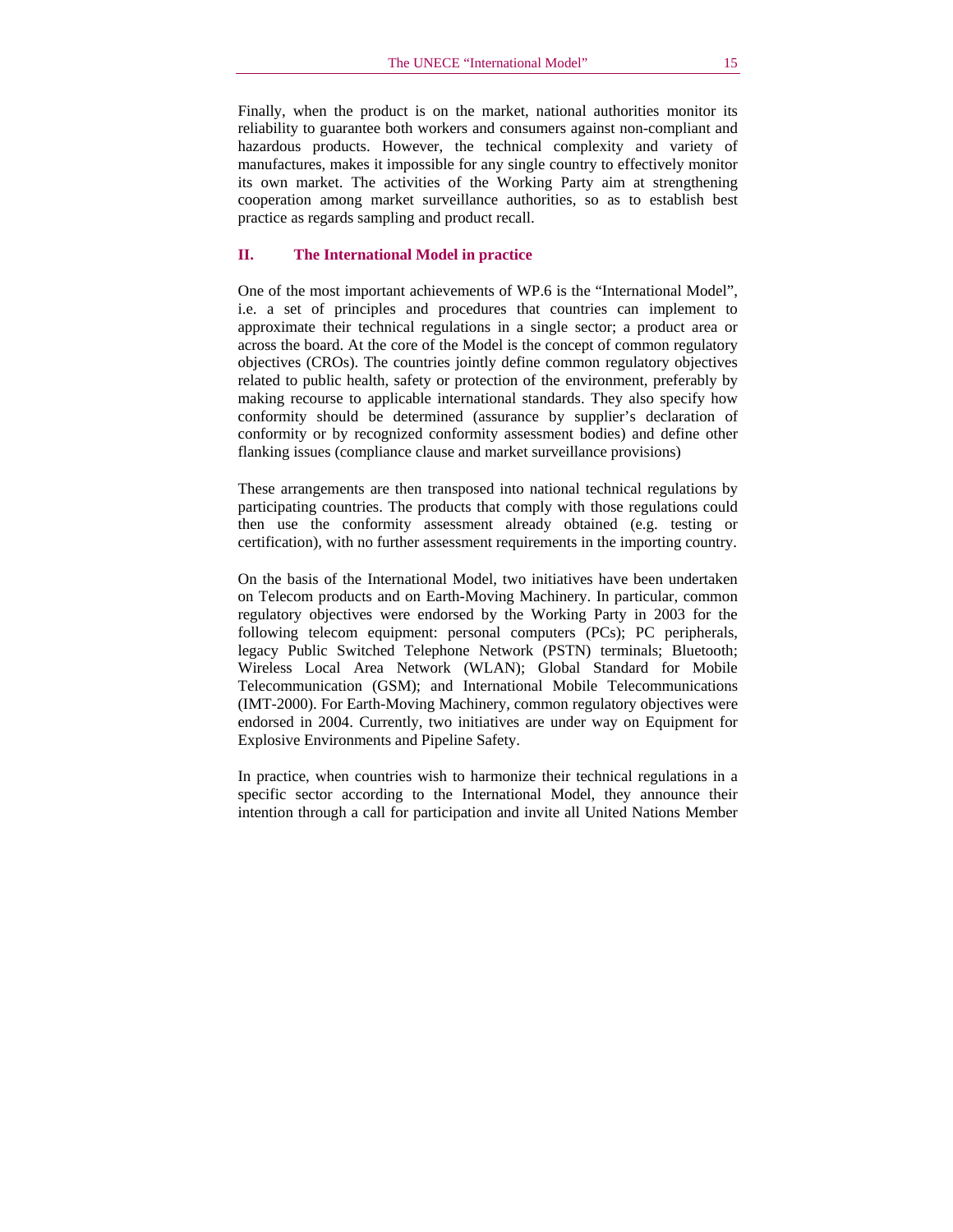Finally, when the product is on the market, national authorities monitor its reliability to guarantee both workers and consumers against non-compliant and hazardous products. However, the technical complexity and variety of manufactures, makes it impossible for any single country to effectively monitor its own market. The activities of the Working Party aim at strengthening cooperation among market surveillance authorities, so as to establish best practice as regards sampling and product recall.

## II. The International Model in practice

One of the most important achievements of WP.6 is the "International Model", i.e. a set of principles and procedures that countries can implement to approximate their technical regulations in a single sector; a product area or across the board. At the core of the Model is the concept of common regulatory objectives (CROs). The countries jointly define common regulatory objectives related to public health, safety or protection of the environment, preferably by making recourse to applicable international standards. They also specify how conformity should be determined (assurance by supplier's declaration of conformity or by recognized conformity assessment bodies) and define other flanking issues (compliance clause and market surveillance provisions)

These arrangements are then transposed into national technical regulations by participating countries. The products that comply with those regulations could then use the conformity assessment already obtained (e.g. testing or certification), with no further assessment requirements in the importing country.

On the basis of the International Model, two initiatives have been undertaken on Telecom products and on Earth-Moving Machinery. In particular, common regulatory objectives were endorsed by the Working Party in 2003 for the following telecom equipment: personal computers (PCs); PC peripherals, legacy Public Switched Telephone Network (PSTN) terminals; Bluetooth; Wireless Local Area Network (WLAN); Global Standard for Mobile Telecommunication (GSM); and International Mobile Telecommunications (IMT-2000). For Earth-Moving Machinery, common regulatory objectives were endorsed in 2004. Currently, two initiatives are under way on Equipment for Explosive Environments and Pipeline Safety.

In practice, when countries wish to harmonize their technical regulations in a specific sector according to the International Model, they announce their intention through a call for participation and invite all United Nations Member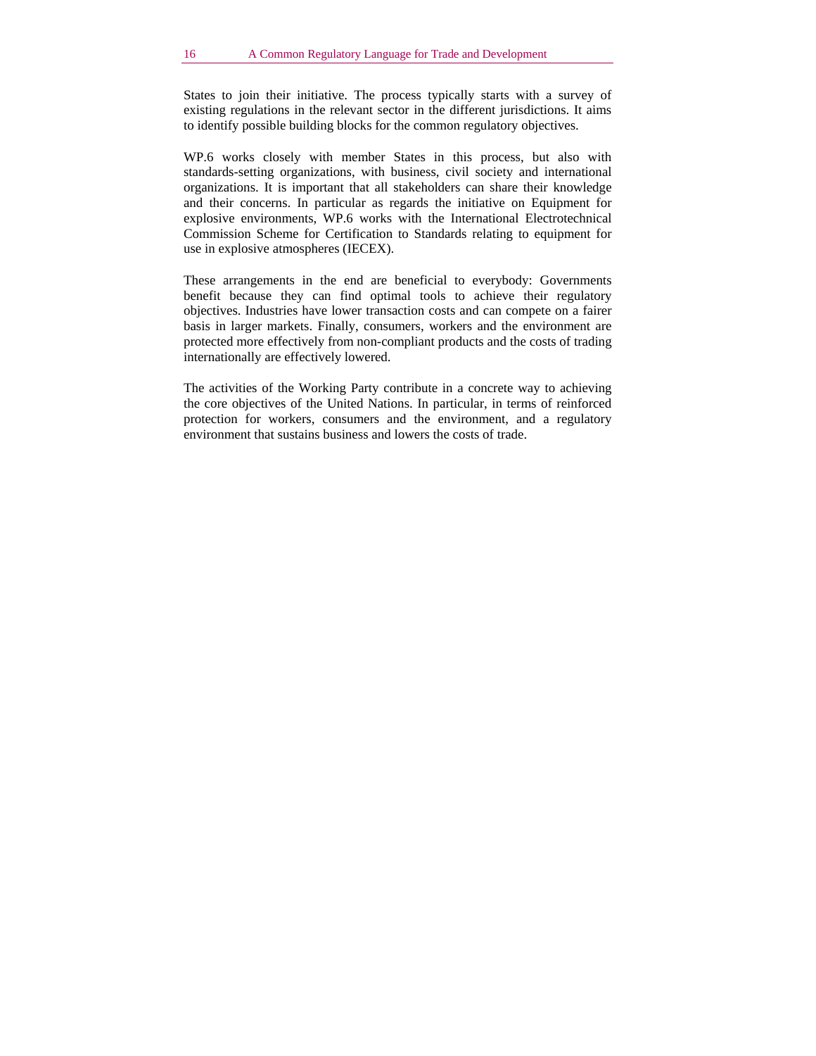States to join their initiative. The process typically starts with a survey of existing regulations in the relevant sector in the different jurisdictions. It aims to identify possible building blocks for the common regulatory objectives.

WP.6 works closely with member States in this process, but also with standards-setting organizations, with business, civil society and international organizations. It is important that all stakeholders can share their knowledge and their concerns. In particular as regards the initiative on Equipment for explosive environments, WP.6 works with the International Electrotechnical Commission Scheme for Certification to Standards relating to equipment for use in explosive atmospheres (IECEX).

These arrangements in the end are beneficial to everybody: Governments benefit because they can find optimal tools to achieve their regulatory objectives. Industries have lower transaction costs and can compete on a fairer basis in larger markets. Finally, consumers, workers and the environment are protected more effectively from non-compliant products and the costs of trading internationally are effectively lowered.

The activities of the Working Party contribute in a concrete way to achieving the core objectives of the United Nations. In particular, in terms of reinforced protection for workers, consumers and the environment, and a regulatory environment that sustains business and lowers the costs of trade.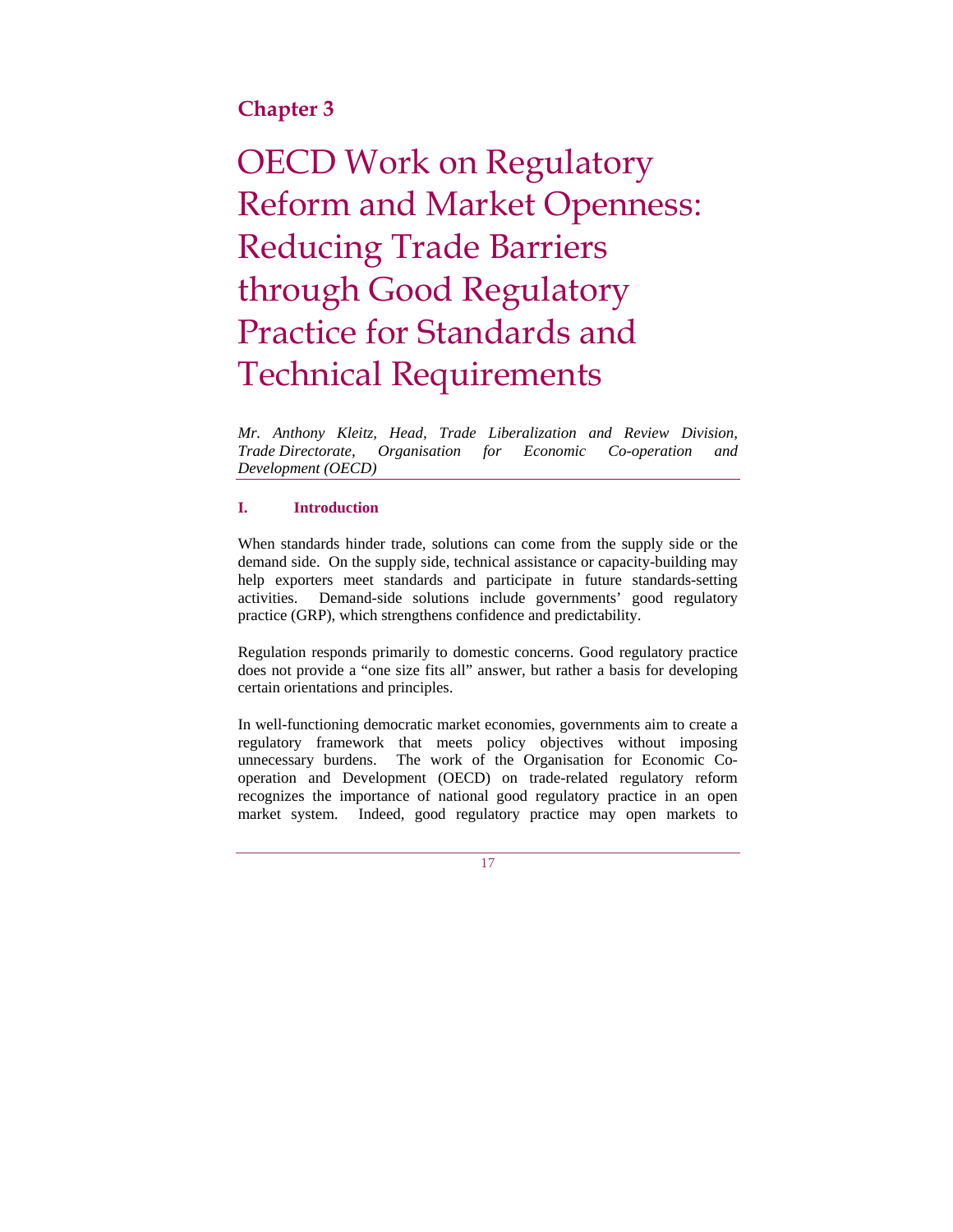## Chapter 3

# OECD Work on Regulatory Reform and Market Openness: Reducing Trade Barriers through Good Regulatory Practice for Standards and Technical Requirements

*Mr. Anthony Kleitz, Head, Trade Liberalization and Review Division, Trade Directorate, Organisation for Economic Co-operation and Development (OECD)*

### I. Introduction

When standards hinder trade, solutions can come from the supply side or the demand side. On the supply side, technical assistance or capacity-building may help exporters meet standards and participate in future standards-setting activities. Demand-side solutions include governments' good regulatory practice (GRP), which strengthens confidence and predictability.

Regulation responds primarily to domestic concerns. Good regulatory practice does not provide a "one size fits all" answer, but rather a basis for developing certain orientations and principles.

In well-functioning democratic market economies, governments aim to create a regulatory framework that meets policy objectives without imposing unnecessary burdens. The work of the Organisation for Economic Co-operation and Development (OECD) on trade-related regulatory reform recognizes the importance of national good regulatory practice in an open market system. Indeed, good regulatory practice may open markets to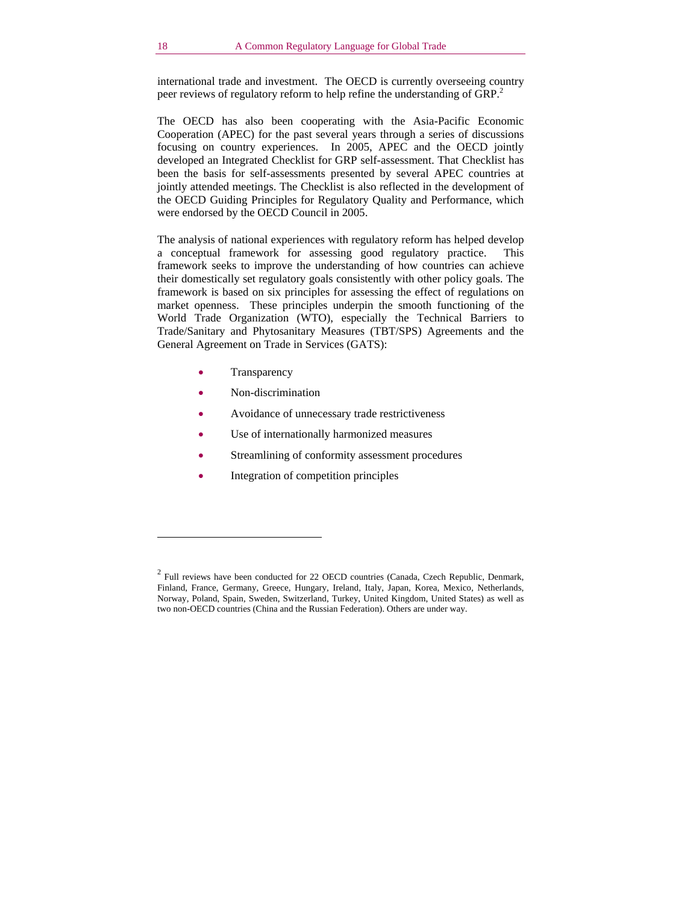international trade and investment. The OECD is currently overseeing country peer reviews of regulatory reform to help refine the understanding of GRP.[2]

The OECD has also been cooperating with the Asia-Pacific Economic Cooperation (APEC) for the past several years through a series of discussions focusing on country experiences. In 2005, APEC and the OECD jointly developed an Integrated Checklist for GRP self-assessment. That Checklist has been the basis for self-assessments presented by several APEC countries at jointly attended meetings. The Checklist is also reflected in the development of the OECD Guiding Principles for Regulatory Quality and Performance, which were endorsed by the OECD Council in 2005.

The analysis of national experiences with regulatory reform has helped develop a conceptual framework for assessing good regulatory practice. This framework seeks to improve the understanding of how countries can achieve their domestically set regulatory goals consistently with other policy goals. The framework is based on six principles for assessing the effect of regulations on market openness. These principles underpin the smooth functioning of the World Trade Organization (WTO), especially the Technical Barriers to Trade/Sanitary and Phytosanitary Measures (TBT/SPS) Agreements and the General Agreement on Trade in Services (GATS):

- Transparency
- Non-discrimination
- Avoidance of unnecessary trade restrictiveness
- Use of internationally harmonized measures
- Streamlining of conformity assessment procedures
- Integration of competition principles

[2] Full reviews have been conducted for 22 OECD countries (Canada, Czech Republic, Denmark, Finland, France, Germany, Greece, Hungary, Ireland, Italy, Japan, Korea, Mexico, Netherlands, Norway, Poland, Spain, Sweden, Switzerland, Turkey, United Kingdom, United States) as well as two non-OECD countries (China and the Russian Federation). Others are under way.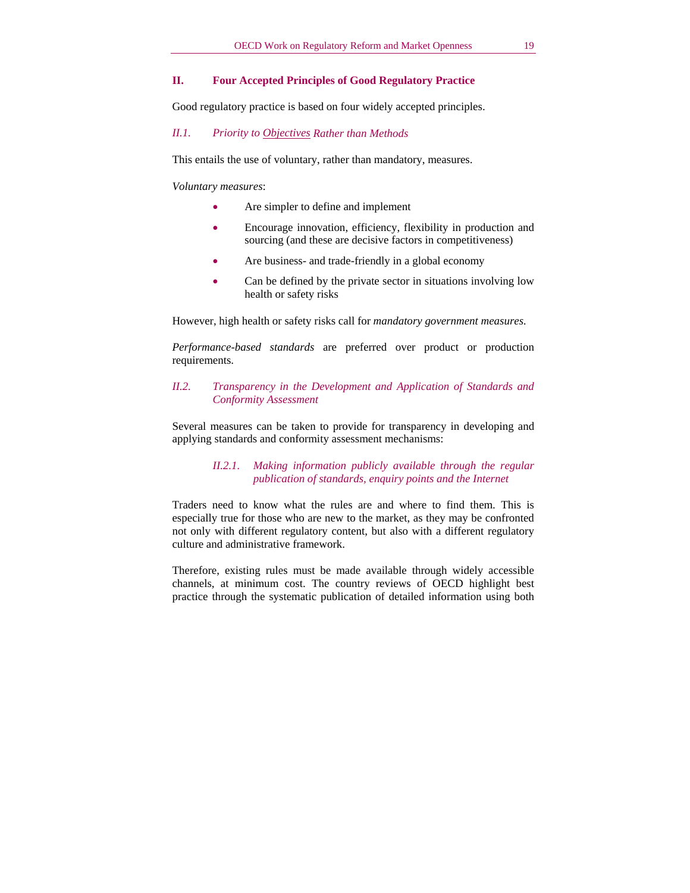## II. Four Accepted Principles of Good Regulatory Practice

Good regulatory practice is based on four widely accepted principles.

### *II.1. Priority to Objectives Rather than Methods*

This entails the use of voluntary, rather than mandatory, measures.

*Voluntary measures*:

- Are simpler to define and implement
- Encourage innovation, efficiency, flexibility in production and sourcing (and these are decisive factors in competitiveness)
- Are business- and trade-friendly in a global economy
- Can be defined by the private sector in situations involving low health or safety risks

However, high health or safety risks call for *mandatory government measures.*

*Performance-based standards* are preferred over product or production requirements.

### *II.2. Transparency in the Development and Application of Standards and Conformity Assessment*

Several measures can be taken to provide for transparency in developing and applying standards and conformity assessment mechanisms:

#### *II.2.1. Making information publicly available through the regular publication of standards, enquiry points and the Internet*

Traders need to know what the rules are and where to find them. This is especially true for those who are new to the market, as they may be confronted not only with different regulatory content, but also with a different regulatory culture and administrative framework.

Therefore, existing rules must be made available through widely accessible channels, at minimum cost. The country reviews of OECD highlight best practice through the systematic publication of detailed information using both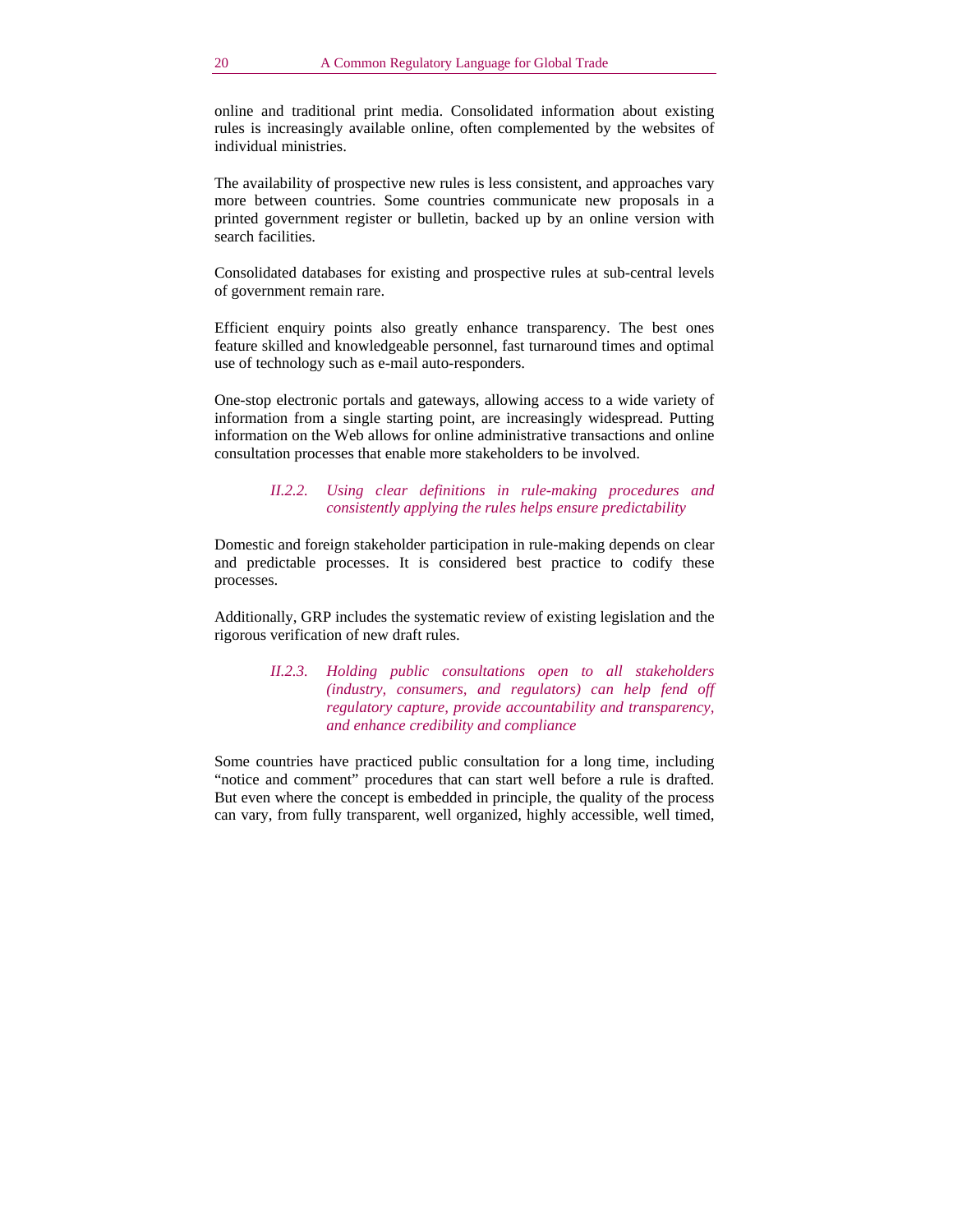online and traditional print media. Consolidated information about existing rules is increasingly available online, often complemented by the websites of individual ministries.

The availability of prospective new rules is less consistent, and approaches vary more between countries. Some countries communicate new proposals in a printed government register or bulletin, backed up by an online version with search facilities.

Consolidated databases for existing and prospective rules at sub-central levels of government remain rare.

Efficient enquiry points also greatly enhance transparency. The best ones feature skilled and knowledgeable personnel, fast turnaround times and optimal use of technology such as e-mail auto-responders.

One-stop electronic portals and gateways, allowing access to a wide variety of information from a single starting point, are increasingly widespread. Putting information on the Web allows for online administrative transactions and online consultation processes that enable more stakeholders to be involved.

### *II.2.2. Using clear definitions in rule-making procedures and consistently applying the rules helps ensure predictability*

Domestic and foreign stakeholder participation in rule-making depends on clear and predictable processes. It is considered best practice to codify these processes.

Additionally, GRP includes the systematic review of existing legislation and the rigorous verification of new draft rules.

### *II.2.3. Holding public consultations open to all stakeholders (industry, consumers, and regulators) can help fend off regulatory capture, provide accountability and transparency, and enhance credibility and compliance*

Some countries have practiced public consultation for a long time, including "notice and comment" procedures that can start well before a rule is drafted. But even where the concept is embedded in principle, the quality of the process can vary, from fully transparent, well organized, highly accessible, well timed,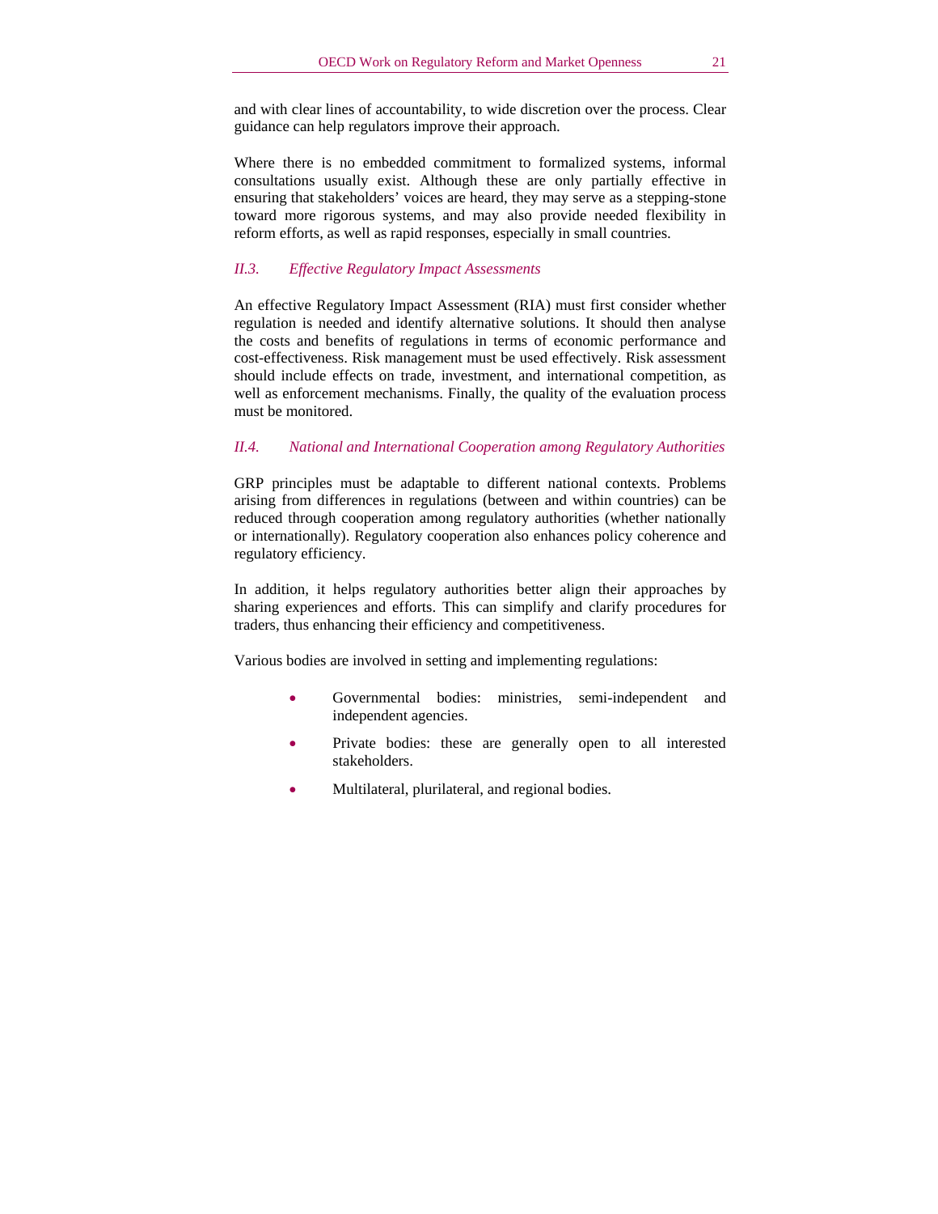and with clear lines of accountability, to wide discretion over the process. Clear guidance can help regulators improve their approach.

Where there is no embedded commitment to formalized systems, informal consultations usually exist. Although these are only partially effective in ensuring that stakeholders' voices are heard, they may serve as a stepping-stone toward more rigorous systems, and may also provide needed flexibility in reform efforts, as well as rapid responses, especially in small countries.

### *II.3. Effective Regulatory Impact Assessments*

An effective Regulatory Impact Assessment (RIA) must first consider whether regulation is needed and identify alternative solutions. It should then analyse the costs and benefits of regulations in terms of economic performance and cost-effectiveness. Risk management must be used effectively. Risk assessment should include effects on trade, investment, and international competition, as well as enforcement mechanisms. Finally, the quality of the evaluation process must be monitored.

### *II.4. National and International Cooperation among Regulatory Authorities*

GRP principles must be adaptable to different national contexts. Problems arising from differences in regulations (between and within countries) can be reduced through cooperation among regulatory authorities (whether nationally or internationally). Regulatory cooperation also enhances policy coherence and regulatory efficiency.

In addition, it helps regulatory authorities better align their approaches by sharing experiences and efforts. This can simplify and clarify procedures for traders, thus enhancing their efficiency and competitiveness.

Various bodies are involved in setting and implementing regulations:

- Governmental bodies: ministries, semi-independent and independent agencies.
- Private bodies: these are generally open to all interested stakeholders.
- Multilateral, plurilateral, and regional bodies.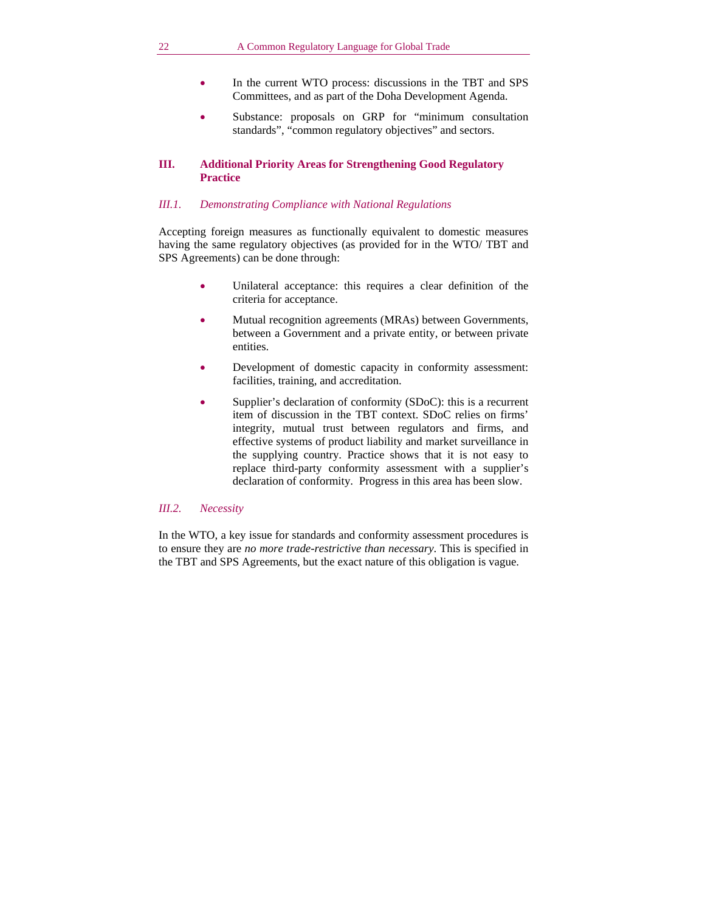- In the current WTO process: discussions in the TBT and SPS Committees, and as part of the Doha Development Agenda.
- Substance: proposals on GRP for "minimum consultation standards", "common regulatory objectives" and sectors.

## III. Additional Priority Areas for Strengthening Good Regulatory Practice

### *III.1. Demonstrating Compliance with National Regulations*

Accepting foreign measures as functionally equivalent to domestic measures having the same regulatory objectives (as provided for in the WTO/ TBT and SPS Agreements) can be done through:

- Unilateral acceptance: this requires a clear definition of the criteria for acceptance.
- Mutual recognition agreements (MRAs) between Governments, between a Government and a private entity, or between private entities.
- Development of domestic capacity in conformity assessment: facilities, training, and accreditation.
- Supplier's declaration of conformity (SDoC): this is a recurrent item of discussion in the TBT context. SDoC relies on firms' integrity, mutual trust between regulators and firms, and effective systems of product liability and market surveillance in the supplying country. Practice shows that it is not easy to replace third-party conformity assessment with a supplier's declaration of conformity. Progress in this area has been slow.

### *III.2. Necessity*

In the WTO, a key issue for standards and conformity assessment procedures is to ensure they are *no more trade-restrictive than necessary*. This is specified in the TBT and SPS Agreements, but the exact nature of this obligation is vague.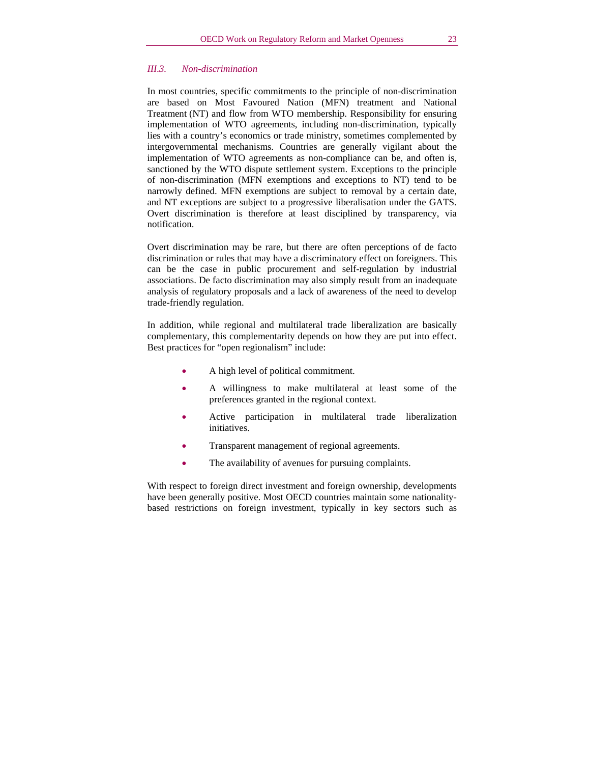### *III.3. Non-discrimination*

In most countries, specific commitments to the principle of non-discrimination are based on Most Favoured Nation (MFN) treatment and National Treatment (NT) and flow from WTO membership. Responsibility for ensuring implementation of WTO agreements, including non-discrimination, typically lies with a country's economics or trade ministry, sometimes complemented by intergovernmental mechanisms. Countries are generally vigilant about the implementation of WTO agreements as non-compliance can be, and often is, sanctioned by the WTO dispute settlement system. Exceptions to the principle of non-discrimination (MFN exemptions and exceptions to NT) tend to be narrowly defined. MFN exemptions are subject to removal by a certain date, and NT exceptions are subject to a progressive liberalisation under the GATS. Overt discrimination is therefore at least disciplined by transparency, via notification.

Overt discrimination may be rare, but there are often perceptions of de facto discrimination or rules that may have a discriminatory effect on foreigners. This can be the case in public procurement and self-regulation by industrial associations. De facto discrimination may also simply result from an inadequate analysis of regulatory proposals and a lack of awareness of the need to develop trade-friendly regulation.

In addition, while regional and multilateral trade liberalization are basically complementary, this complementarity depends on how they are put into effect. Best practices for "open regionalism" include:

- A high level of political commitment.
- A willingness to make multilateral at least some of the preferences granted in the regional context.
- Active participation in multilateral trade liberalization initiatives.
- Transparent management of regional agreements.
- The availability of avenues for pursuing complaints.

With respect to foreign direct investment and foreign ownership, developments have been generally positive. Most OECD countries maintain some nationality-based restrictions on foreign investment, typically in key sectors such as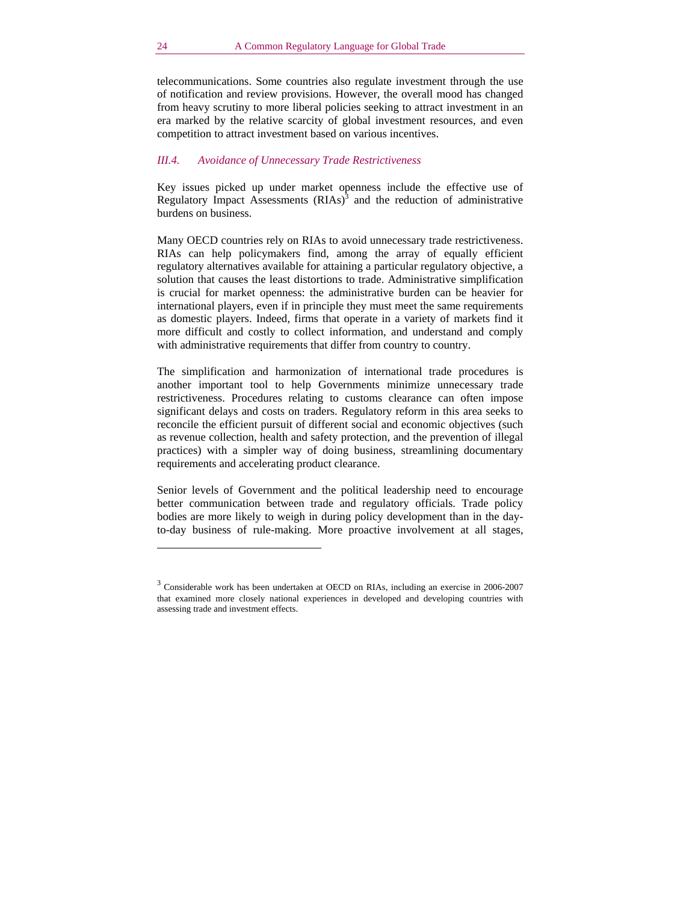telecommunications. Some countries also regulate investment through the use of notification and review provisions. However, the overall mood has changed from heavy scrutiny to more liberal policies seeking to attract investment in an era marked by the relative scarcity of global investment resources, and even competition to attract investment based on various incentives.

### *III.4. Avoidance of Unnecessary Trade Restrictiveness*

Key issues picked up under market openness include the effective use of Regulatory Impact Assessments (RIAs)[3] and the reduction of administrative burdens on business.

Many OECD countries rely on RIAs to avoid unnecessary trade restrictiveness. RIAs can help policymakers find, among the array of equally efficient regulatory alternatives available for attaining a particular regulatory objective, a solution that causes the least distortions to trade. Administrative simplification is crucial for market openness: the administrative burden can be heavier for international players, even if in principle they must meet the same requirements as domestic players. Indeed, firms that operate in a variety of markets find it more difficult and costly to collect information, and understand and comply with administrative requirements that differ from country to country.

The simplification and harmonization of international trade procedures is another important tool to help Governments minimize unnecessary trade restrictiveness. Procedures relating to customs clearance can often impose significant delays and costs on traders. Regulatory reform in this area seeks to reconcile the efficient pursuit of different social and economic objectives (such as revenue collection, health and safety protection, and the prevention of illegal practices) with a simpler way of doing business, streamlining documentary requirements and accelerating product clearance.

Senior levels of Government and the political leadership need to encourage better communication between trade and regulatory officials. Trade policy bodies are more likely to weigh in during policy development than in the day-to-day business of rule-making. More proactive involvement at all stages,

---

[3] Considerable work has been undertaken at OECD on RIAs, including an exercise in 2006-2007 that examined more closely national experiences in developed and developing countries with assessing trade and investment effects.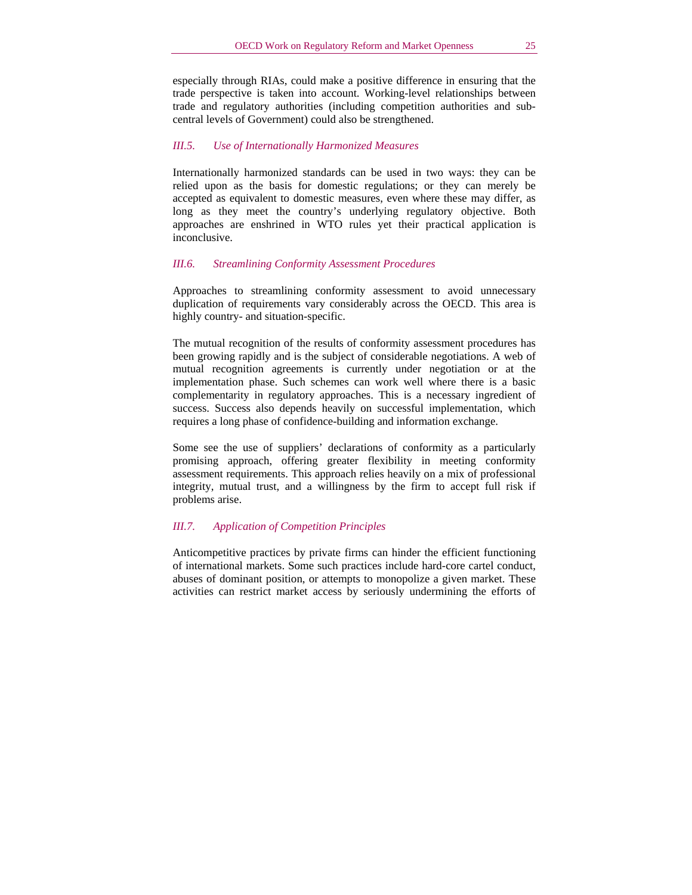especially through RIAs, could make a positive difference in ensuring that the trade perspective is taken into account. Working-level relationships between trade and regulatory authorities (including competition authorities and sub-central levels of Government) could also be strengthened.

### *III.5. Use of Internationally Harmonized Measures*

Internationally harmonized standards can be used in two ways: they can be relied upon as the basis for domestic regulations; or they can merely be accepted as equivalent to domestic measures, even where these may differ, as long as they meet the country's underlying regulatory objective. Both approaches are enshrined in WTO rules yet their practical application is inconclusive.

### *III.6. Streamlining Conformity Assessment Procedures*

Approaches to streamlining conformity assessment to avoid unnecessary duplication of requirements vary considerably across the OECD. This area is highly country- and situation-specific.

The mutual recognition of the results of conformity assessment procedures has been growing rapidly and is the subject of considerable negotiations. A web of mutual recognition agreements is currently under negotiation or at the implementation phase. Such schemes can work well where there is a basic complementarity in regulatory approaches. This is a necessary ingredient of success. Success also depends heavily on successful implementation, which requires a long phase of confidence-building and information exchange.

Some see the use of suppliers' declarations of conformity as a particularly promising approach, offering greater flexibility in meeting conformity assessment requirements. This approach relies heavily on a mix of professional integrity, mutual trust, and a willingness by the firm to accept full risk if problems arise.

### *III.7. Application of Competition Principles*

Anticompetitive practices by private firms can hinder the efficient functioning of international markets. Some such practices include hard-core cartel conduct, abuses of dominant position, or attempts to monopolize a given market. These activities can restrict market access by seriously undermining the efforts of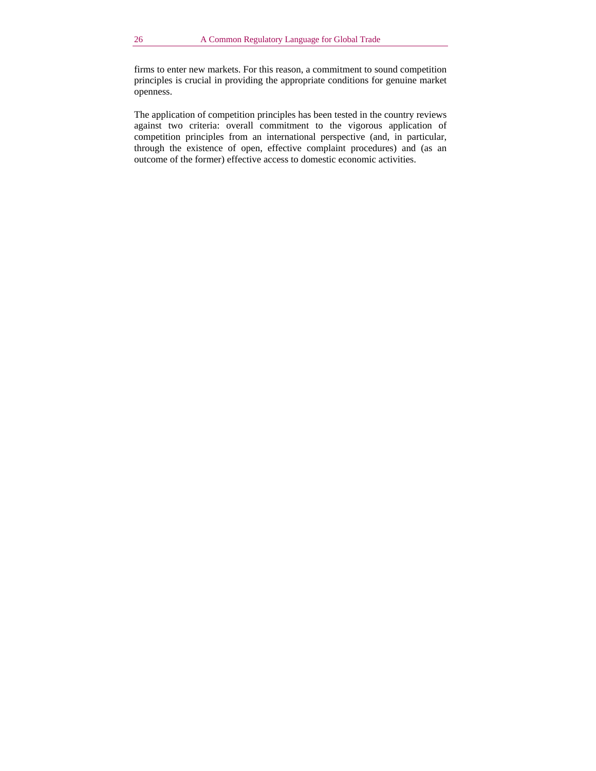firms to enter new markets. For this reason, a commitment to sound competition principles is crucial in providing the appropriate conditions for genuine market openness.

The application of competition principles has been tested in the country reviews against two criteria: overall commitment to the vigorous application of competition principles from an international perspective (and, in particular, through the existence of open, effective complaint procedures) and (as an outcome of the former) effective access to domestic economic activities.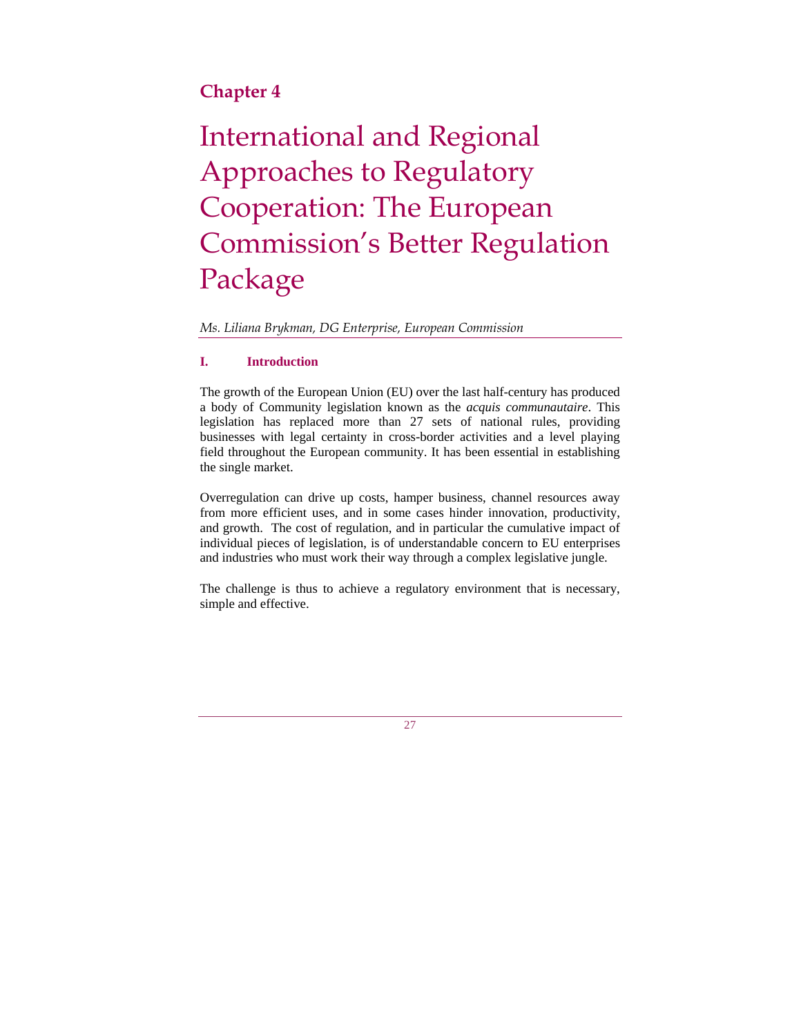## Chapter 4

# International and Regional Approaches to Regulatory Cooperation: The European Commission's Better Regulation Package

*Ms. Liliana Brykman, DG Enterprise, European Commission*

### I. Introduction

The growth of the European Union (EU) over the last half-century has produced a body of Community legislation known as the *acquis communautaire*. This legislation has replaced more than 27 sets of national rules, providing businesses with legal certainty in cross-border activities and a level playing field throughout the European community. It has been essential in establishing the single market.

Overregulation can drive up costs, hamper business, channel resources away from more efficient uses, and in some cases hinder innovation, productivity, and growth. The cost of regulation, and in particular the cumulative impact of individual pieces of legislation, is of understandable concern to EU enterprises and industries who must work their way through a complex legislative jungle.

The challenge is thus to achieve a regulatory environment that is necessary, simple and effective.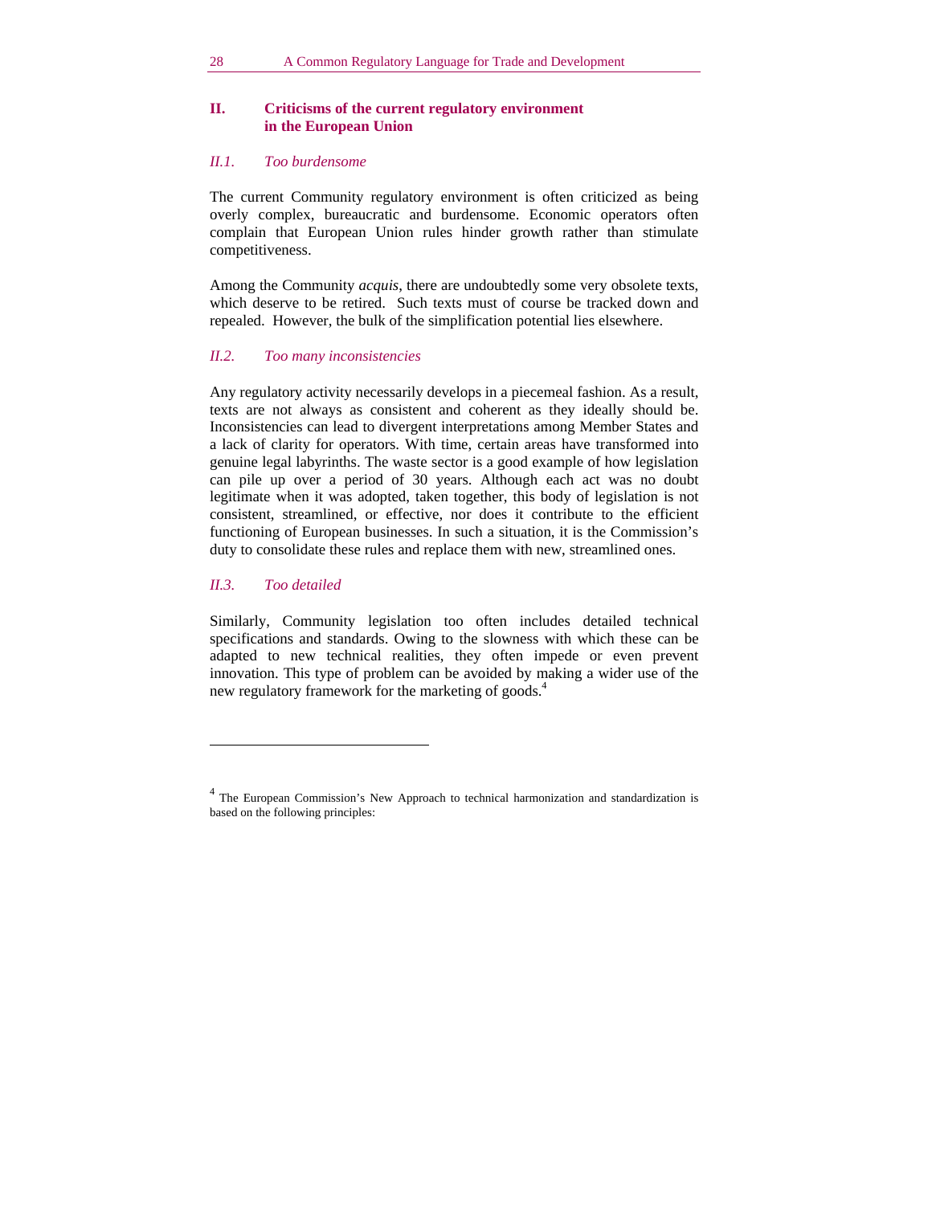## II. Criticisms of the current regulatory environment in the European Union

### *II.1. Too burdensome*

The current Community regulatory environment is often criticized as being overly complex, bureaucratic and burdensome. Economic operators often complain that European Union rules hinder growth rather than stimulate competitiveness.

Among the Community *acquis*, there are undoubtedly some very obsolete texts, which deserve to be retired. Such texts must of course be tracked down and repealed. However, the bulk of the simplification potential lies elsewhere.

### *II.2. Too many inconsistencies*

Any regulatory activity necessarily develops in a piecemeal fashion. As a result, texts are not always as consistent and coherent as they ideally should be. Inconsistencies can lead to divergent interpretations among Member States and a lack of clarity for operators. With time, certain areas have transformed into genuine legal labyrinths. The waste sector is a good example of how legislation can pile up over a period of 30 years. Although each act was no doubt legitimate when it was adopted, taken together, this body of legislation is not consistent, streamlined, or effective, nor does it contribute to the efficient functioning of European businesses. In such a situation, it is the Commission's duty to consolidate these rules and replace them with new, streamlined ones.

### *II.3. Too detailed*

Similarly, Community legislation too often includes detailed technical specifications and standards. Owing to the slowness with which these can be adapted to new technical realities, they often impede or even prevent innovation. This type of problem can be avoided by making a wider use of the new regulatory framework for the marketing of goods.[4]

---

[4] The European Commission's New Approach to technical harmonization and standardization is based on the following principles: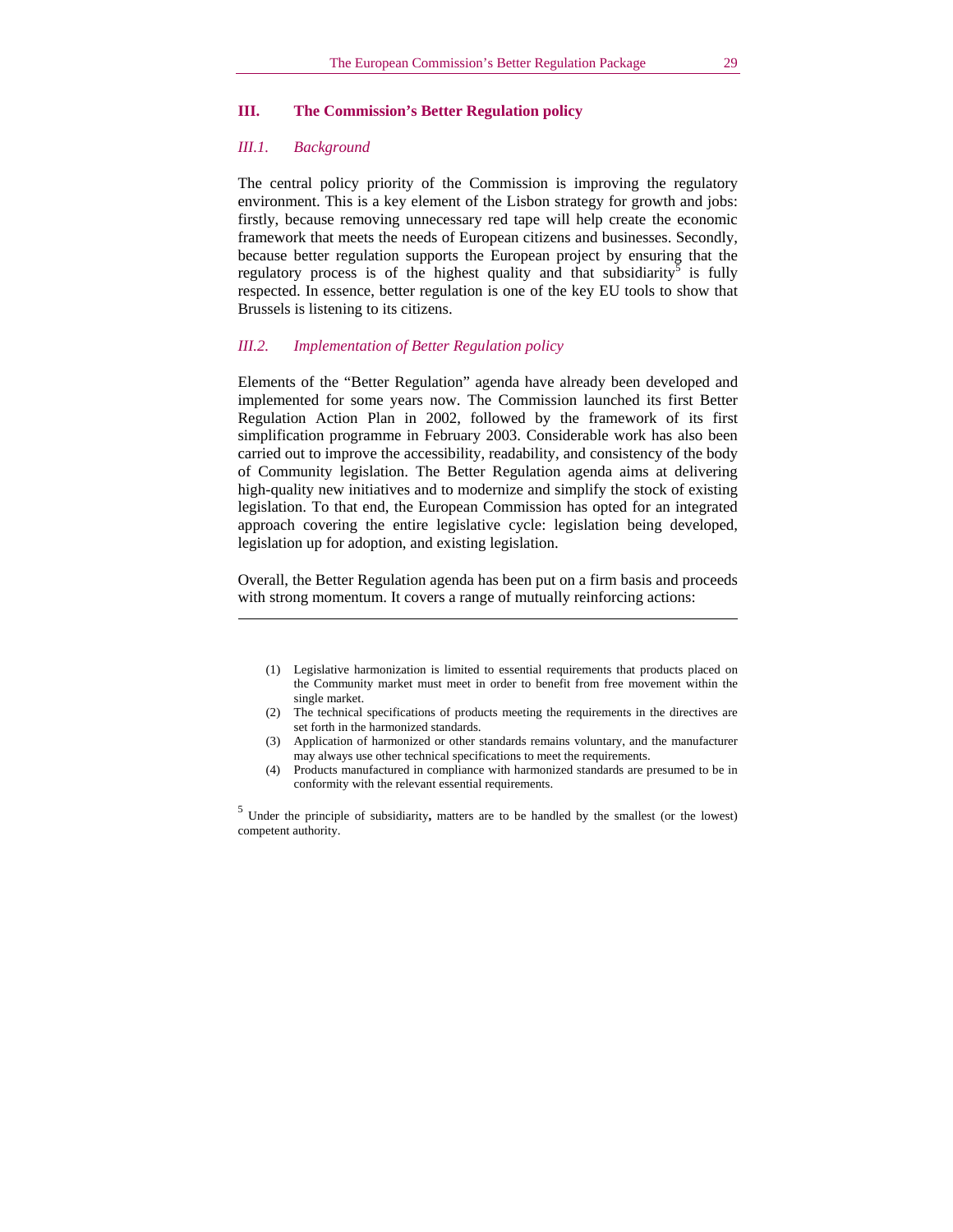## III. The Commission's Better Regulation policy

### *III.1. Background*

The central policy priority of the Commission is improving the regulatory environment. This is a key element of the Lisbon strategy for growth and jobs: firstly, because removing unnecessary red tape will help create the economic framework that meets the needs of European citizens and businesses. Secondly, because better regulation supports the European project by ensuring that the regulatory process is of the highest quality and that subsidiarity[5] is fully respected. In essence, better regulation is one of the key EU tools to show that Brussels is listening to its citizens.

### *III.2. Implementation of Better Regulation policy*

Elements of the "Better Regulation" agenda have already been developed and implemented for some years now. The Commission launched its first Better Regulation Action Plan in 2002, followed by the framework of its first simplification programme in February 2003. Considerable work has also been carried out to improve the accessibility, readability, and consistency of the body of Community legislation. The Better Regulation agenda aims at delivering high-quality new initiatives and to modernize and simplify the stock of existing legislation. To that end, the European Commission has opted for an integrated approach covering the entire legislative cycle: legislation being developed, legislation up for adoption, and existing legislation.

Overall, the Better Regulation agenda has been put on a firm basis and proceeds with strong momentum. It covers a range of mutually reinforcing actions:

---

(1) Legislative harmonization is limited to essential requirements that products placed on the Community market must meet in order to benefit from free movement within the single market.

(2) The technical specifications of products meeting the requirements in the directives are set forth in the harmonized standards.

(3) Application of harmonized or other standards remains voluntary, and the manufacturer may always use other technical specifications to meet the requirements.

(4) Products manufactured in compliance with harmonized standards are presumed to be in conformity with the relevant essential requirements.

[5] Under the principle of subsidiarity**,** matters are to be handled by the smallest (or the lowest) competent authority.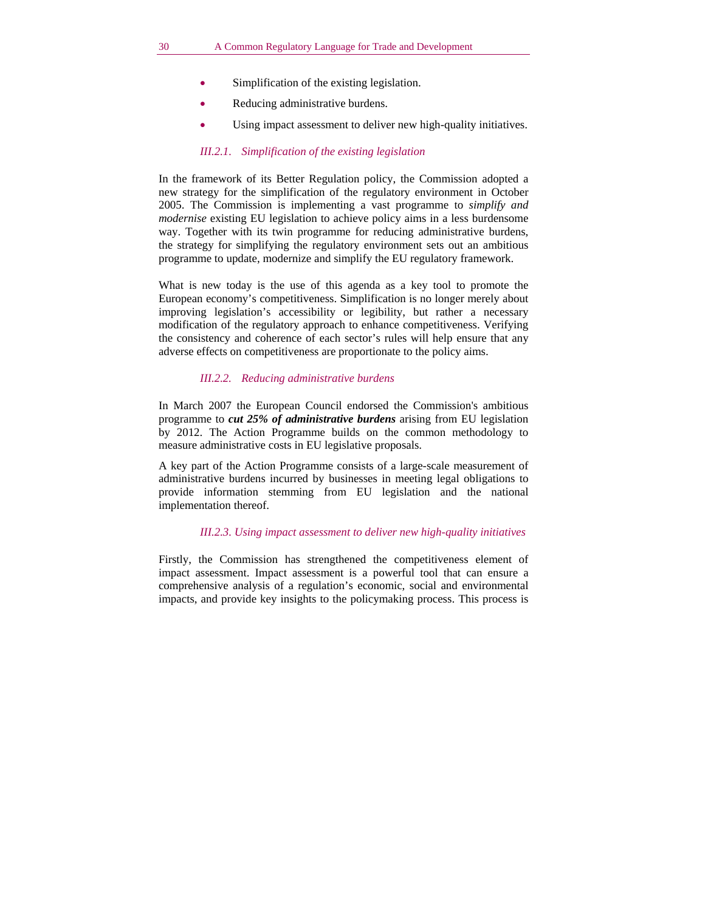- Simplification of the existing legislation.
- Reducing administrative burdens.
- Using impact assessment to deliver new high-quality initiatives.

### *III.2.1. Simplification of the existing legislation*

In the framework of its Better Regulation policy, the Commission adopted a new strategy for the simplification of the regulatory environment in October 2005. The Commission is implementing a vast programme to *simplify and modernise* existing EU legislation to achieve policy aims in a less burdensome way. Together with its twin programme for reducing administrative burdens, the strategy for simplifying the regulatory environment sets out an ambitious programme to update, modernize and simplify the EU regulatory framework.

What is new today is the use of this agenda as a key tool to promote the European economy's competitiveness. Simplification is no longer merely about improving legislation's accessibility or legibility, but rather a necessary modification of the regulatory approach to enhance competitiveness. Verifying the consistency and coherence of each sector's rules will help ensure that any adverse effects on competitiveness are proportionate to the policy aims.

### *III.2.2. Reducing administrative burdens*

In March 2007 the European Council endorsed the Commission's ambitious programme to ***cut 25% of administrative burdens*** arising from EU legislation by 2012. The Action Programme builds on the common methodology to measure administrative costs in EU legislative proposals.

A key part of the Action Programme consists of a large-scale measurement of administrative burdens incurred by businesses in meeting legal obligations to provide information stemming from EU legislation and the national implementation thereof.

### *III.2.3. Using impact assessment to deliver new high-quality initiatives*

Firstly, the Commission has strengthened the competitiveness element of impact assessment. Impact assessment is a powerful tool that can ensure a comprehensive analysis of a regulation's economic, social and environmental impacts, and provide key insights to the policymaking process. This process is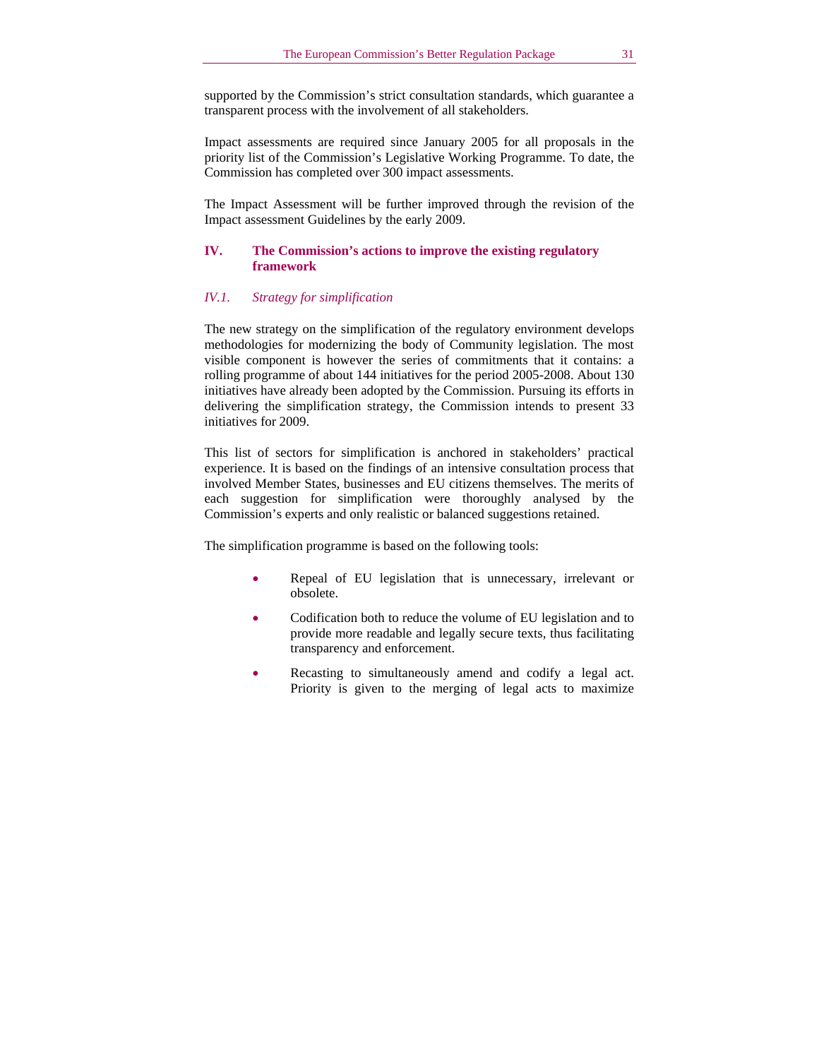supported by the Commission's strict consultation standards, which guarantee a transparent process with the involvement of all stakeholders.

Impact assessments are required since January 2005 for all proposals in the priority list of the Commission's Legislative Working Programme. To date, the Commission has completed over 300 impact assessments.

The Impact Assessment will be further improved through the revision of the Impact assessment Guidelines by the early 2009.

## IV. The Commission's actions to improve the existing regulatory framework

### *IV.1. Strategy for simplification*

The new strategy on the simplification of the regulatory environment develops methodologies for modernizing the body of Community legislation. The most visible component is however the series of commitments that it contains: a rolling programme of about 144 initiatives for the period 2005-2008. About 130 initiatives have already been adopted by the Commission. Pursuing its efforts in delivering the simplification strategy, the Commission intends to present 33 initiatives for 2009.

This list of sectors for simplification is anchored in stakeholders' practical experience. It is based on the findings of an intensive consultation process that involved Member States, businesses and EU citizens themselves. The merits of each suggestion for simplification were thoroughly analysed by the Commission's experts and only realistic or balanced suggestions retained.

The simplification programme is based on the following tools:

- Repeal of EU legislation that is unnecessary, irrelevant or obsolete.
- Codification both to reduce the volume of EU legislation and to provide more readable and legally secure texts, thus facilitating transparency and enforcement.
- Recasting to simultaneously amend and codify a legal act. Priority is given to the merging of legal acts to maximize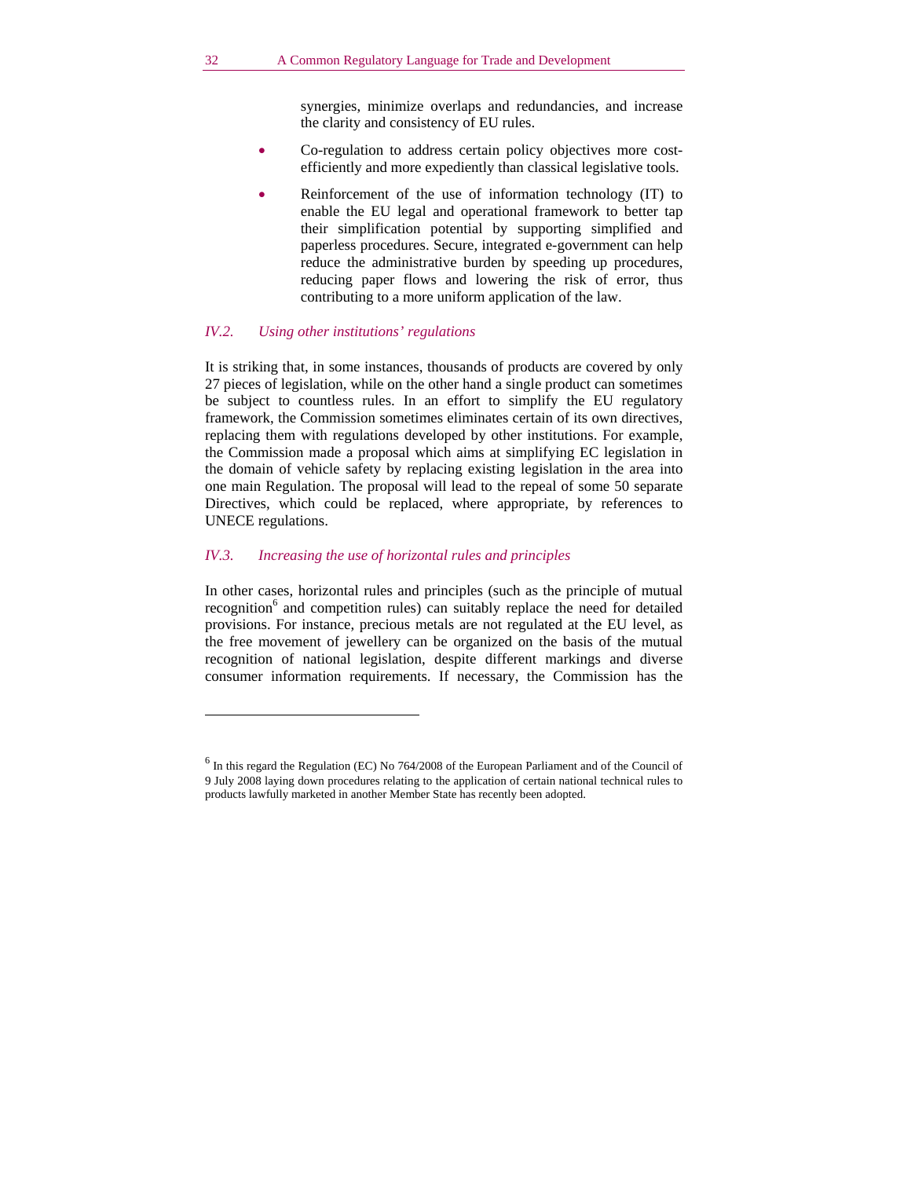synergies, minimize overlaps and redundancies, and increase the clarity and consistency of EU rules.

- Co-regulation to address certain policy objectives more cost-efficiently and more expediently than classical legislative tools.
- Reinforcement of the use of information technology (IT) to enable the EU legal and operational framework to better tap their simplification potential by supporting simplified and paperless procedures. Secure, integrated e-government can help reduce the administrative burden by speeding up procedures, reducing paper flows and lowering the risk of error, thus contributing to a more uniform application of the law.

### *IV.2. Using other institutions' regulations*

It is striking that, in some instances, thousands of products are covered by only 27 pieces of legislation, while on the other hand a single product can sometimes be subject to countless rules. In an effort to simplify the EU regulatory framework, the Commission sometimes eliminates certain of its own directives, replacing them with regulations developed by other institutions. For example, the Commission made a proposal which aims at simplifying EC legislation in the domain of vehicle safety by replacing existing legislation in the area into one main Regulation. The proposal will lead to the repeal of some 50 separate Directives, which could be replaced, where appropriate, by references to UNECE regulations.

### *IV.3. Increasing the use of horizontal rules and principles*

In other cases, horizontal rules and principles (such as the principle of mutual recognition[6] and competition rules) can suitably replace the need for detailed provisions. For instance, precious metals are not regulated at the EU level, as the free movement of jewellery can be organized on the basis of the mutual recognition of national legislation, despite different markings and diverse consumer information requirements. If necessary, the Commission has the

---

[6] In this regard the Regulation (EC) No 764/2008 of the European Parliament and of the Council of 9 July 2008 laying down procedures relating to the application of certain national technical rules to products lawfully marketed in another Member State has recently been adopted.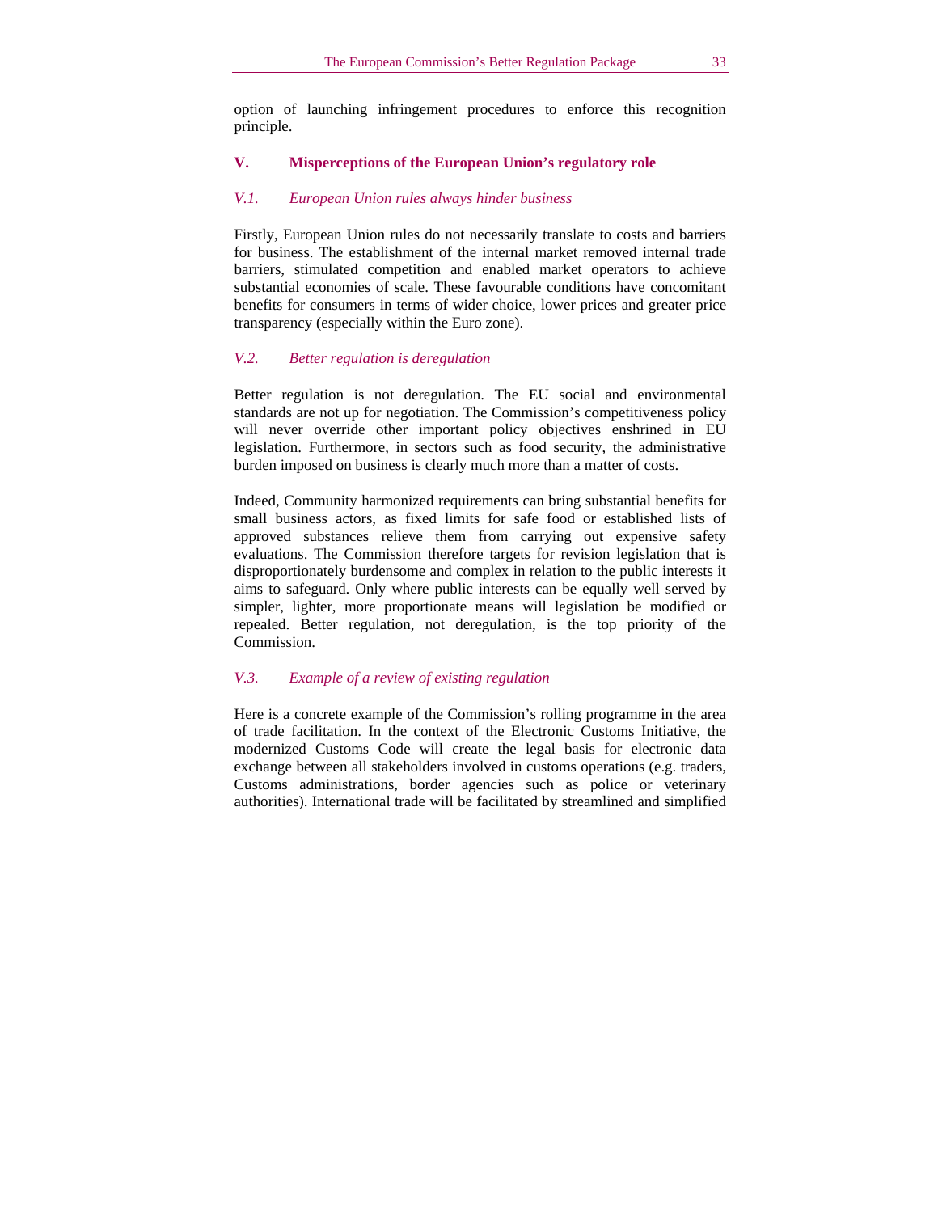option of launching infringement procedures to enforce this recognition principle.

## V. Misperceptions of the European Union's regulatory role

### *V.1. European Union rules always hinder business*

Firstly, European Union rules do not necessarily translate to costs and barriers for business. The establishment of the internal market removed internal trade barriers, stimulated competition and enabled market operators to achieve substantial economies of scale. These favourable conditions have concomitant benefits for consumers in terms of wider choice, lower prices and greater price transparency (especially within the Euro zone).

### *V.2. Better regulation is deregulation*

Better regulation is not deregulation. The EU social and environmental standards are not up for negotiation. The Commission's competitiveness policy will never override other important policy objectives enshrined in EU legislation. Furthermore, in sectors such as food security, the administrative burden imposed on business is clearly much more than a matter of costs.

Indeed, Community harmonized requirements can bring substantial benefits for small business actors, as fixed limits for safe food or established lists of approved substances relieve them from carrying out expensive safety evaluations. The Commission therefore targets for revision legislation that is disproportionately burdensome and complex in relation to the public interests it aims to safeguard. Only where public interests can be equally well served by simpler, lighter, more proportionate means will legislation be modified or repealed. Better regulation, not deregulation, is the top priority of the Commission.

### *V.3. Example of a review of existing regulation*

Here is a concrete example of the Commission's rolling programme in the area of trade facilitation. In the context of the Electronic Customs Initiative, the modernized Customs Code will create the legal basis for electronic data exchange between all stakeholders involved in customs operations (e.g. traders, Customs administrations, border agencies such as police or veterinary authorities). International trade will be facilitated by streamlined and simplified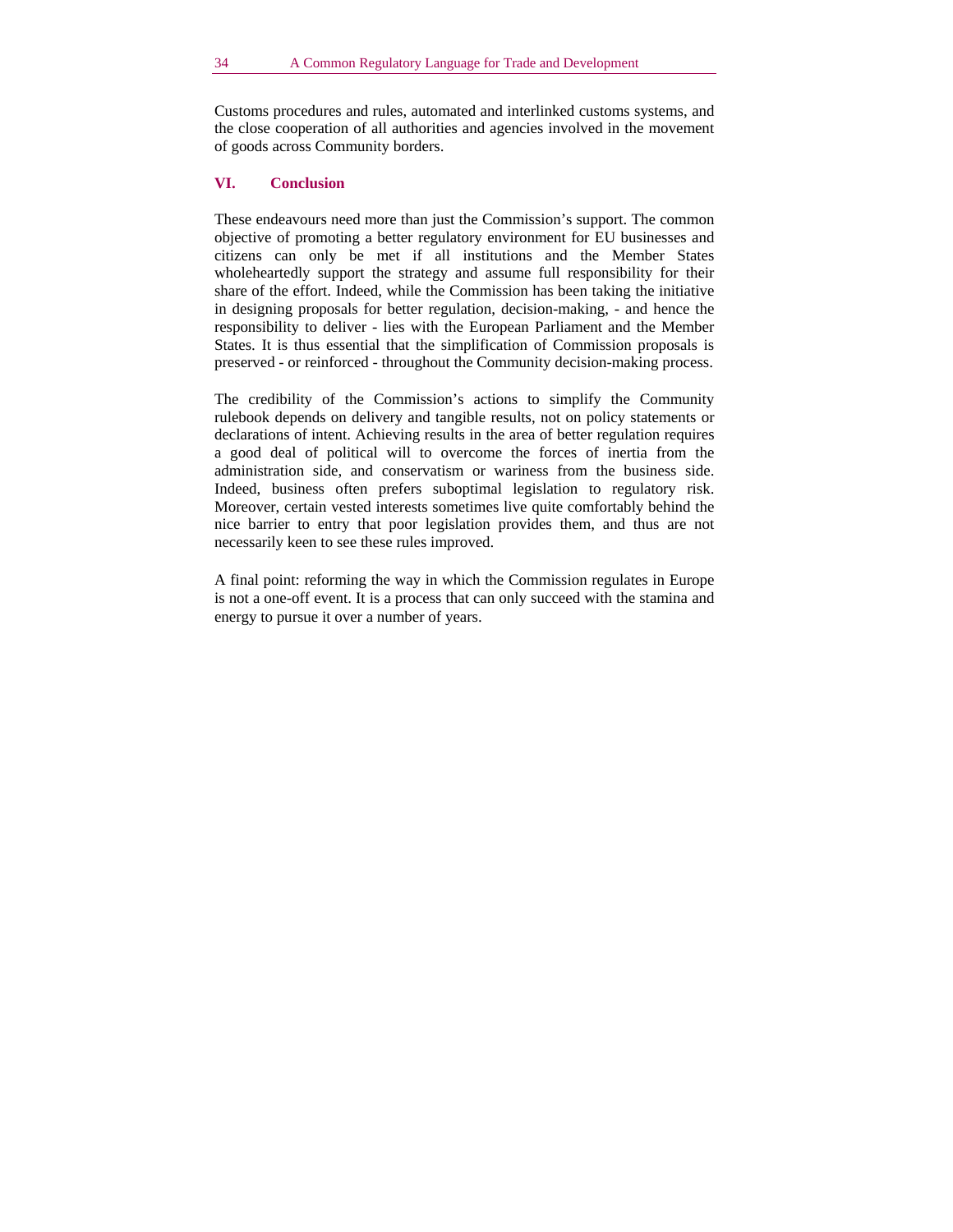Customs procedures and rules, automated and interlinked customs systems, and the close cooperation of all authorities and agencies involved in the movement of goods across Community borders.

## VI. Conclusion

These endeavours need more than just the Commission's support. The common objective of promoting a better regulatory environment for EU businesses and citizens can only be met if all institutions and the Member States wholeheartedly support the strategy and assume full responsibility for their share of the effort. Indeed, while the Commission has been taking the initiative in designing proposals for better regulation, decision-making, - and hence the responsibility to deliver - lies with the European Parliament and the Member States. It is thus essential that the simplification of Commission proposals is preserved - or reinforced - throughout the Community decision-making process.

The credibility of the Commission's actions to simplify the Community rulebook depends on delivery and tangible results, not on policy statements or declarations of intent. Achieving results in the area of better regulation requires a good deal of political will to overcome the forces of inertia from the administration side, and conservatism or wariness from the business side. Indeed, business often prefers suboptimal legislation to regulatory risk. Moreover, certain vested interests sometimes live quite comfortably behind the nice barrier to entry that poor legislation provides them, and thus are not necessarily keen to see these rules improved.

A final point: reforming the way in which the Commission regulates in Europe is not a one-off event. It is a process that can only succeed with the stamina and energy to pursue it over a number of years.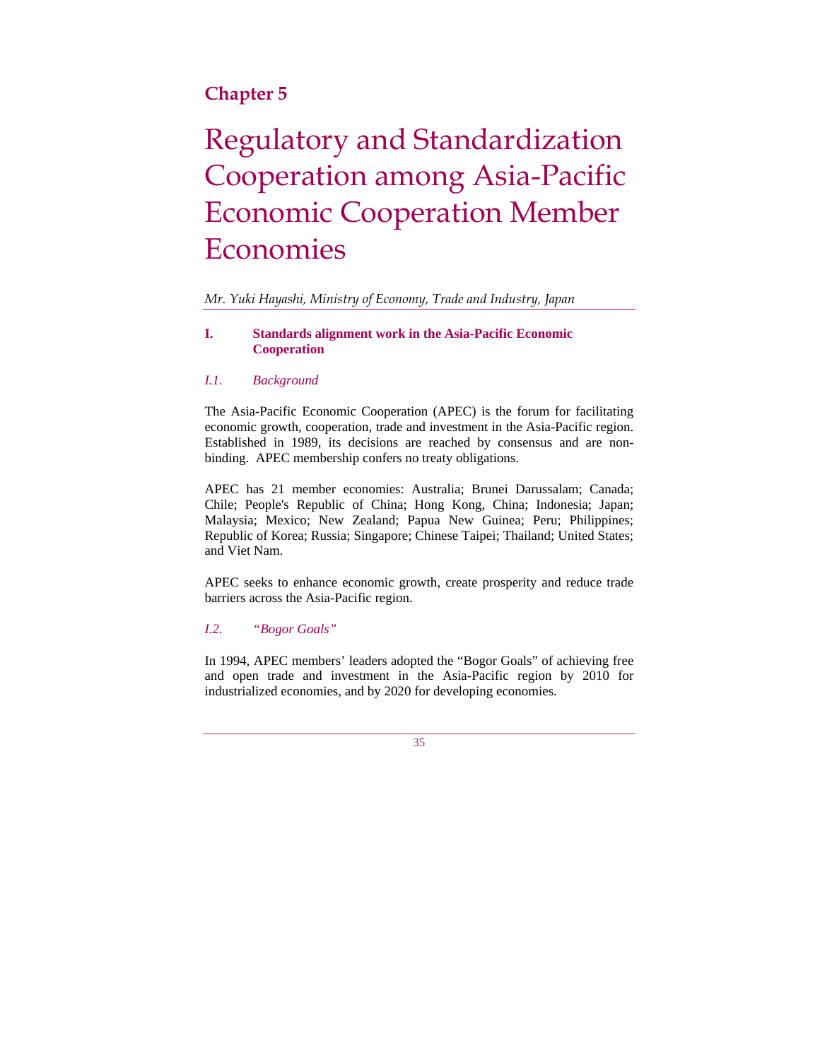## Chapter 5

# Regulatory and Standardization Cooperation among Asia-Pacific Economic Cooperation Member Economies

*Mr. Yuki Hayashi, Ministry of Economy, Trade and Industry, Japan*

### I. Standards alignment work in the Asia-Pacific Economic Cooperation

#### *I.1. Background*

The Asia-Pacific Economic Cooperation (APEC) is the forum for facilitating economic growth, cooperation, trade and investment in the Asia-Pacific region. Established in 1989, its decisions are reached by consensus and are non-binding. APEC membership confers no treaty obligations.

APEC has 21 member economies: Australia; Brunei Darussalam; Canada; Chile; People's Republic of China; Hong Kong, China; Indonesia; Japan; Malaysia; Mexico; New Zealand; Papua New Guinea; Peru; Philippines; Republic of Korea; Russia; Singapore; Chinese Taipei; Thailand; United States; and Viet Nam.

APEC seeks to enhance economic growth, create prosperity and reduce trade barriers across the Asia-Pacific region.

#### *I.2. "Bogor Goals"*

In 1994, APEC members' leaders adopted the "Bogor Goals" of achieving free and open trade and investment in the Asia-Pacific region by 2010 for industrialized economies, and by 2020 for developing economies.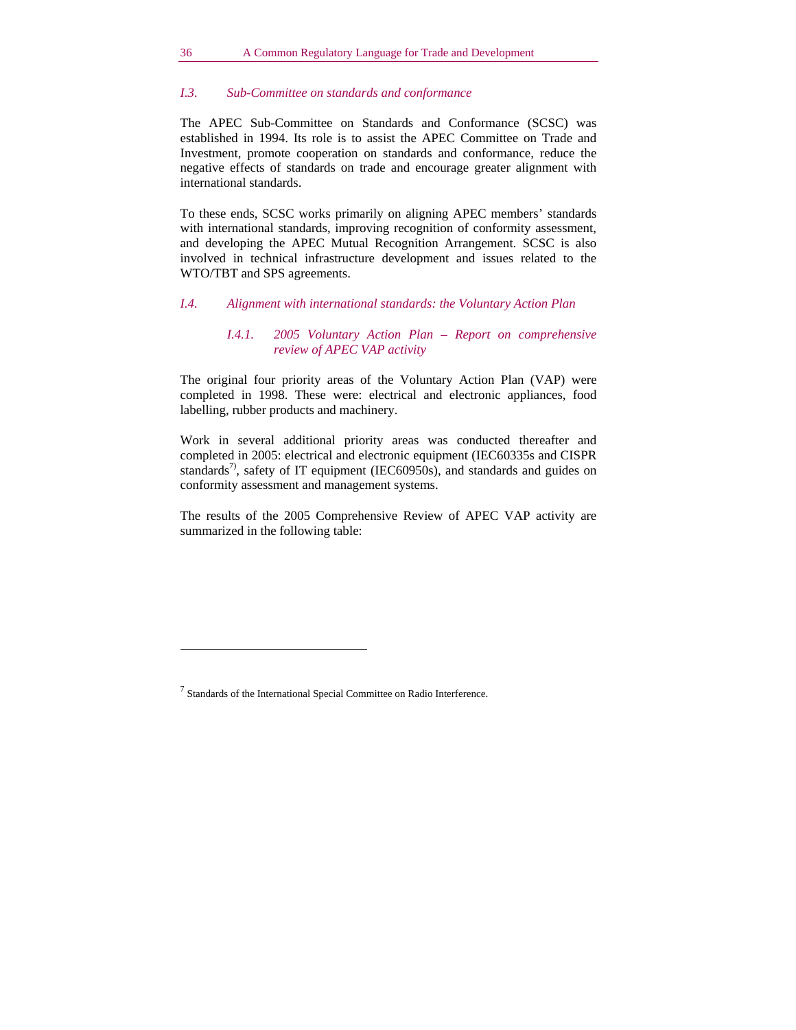### *I.3. Sub-Committee on standards and conformance*

The APEC Sub-Committee on Standards and Conformance (SCSC) was established in 1994. Its role is to assist the APEC Committee on Trade and Investment, promote cooperation on standards and conformance, reduce the negative effects of standards on trade and encourage greater alignment with international standards.

To these ends, SCSC works primarily on aligning APEC members' standards with international standards, improving recognition of conformity assessment, and developing the APEC Mutual Recognition Arrangement. SCSC is also involved in technical infrastructure development and issues related to the WTO/TBT and SPS agreements.

### *I.4. Alignment with international standards: the Voluntary Action Plan*

#### *I.4.1. 2005 Voluntary Action Plan – Report on comprehensive review of APEC VAP activity*

The original four priority areas of the Voluntary Action Plan (VAP) were completed in 1998. These were: electrical and electronic appliances, food labelling, rubber products and machinery.

Work in several additional priority areas was conducted thereafter and completed in 2005: electrical and electronic equipment (IEC60335s and CISPR standards[7]), safety of IT equipment (IEC60950s), and standards and guides on conformity assessment and management systems.

The results of the 2005 Comprehensive Review of APEC VAP activity are summarized in the following table:

---

[7] Standards of the International Special Committee on Radio Interference.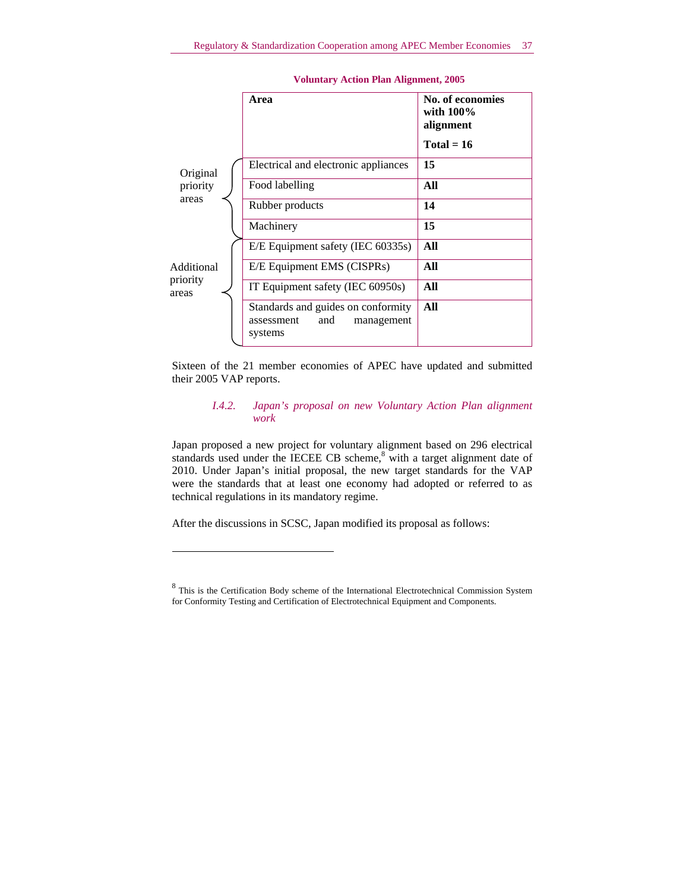**Voluntary Action Plan Alignment, 2005**

| | Area | No. of economies with 100% alignment<br>Total = 16 |
|---|---|---|
| Original priority areas | Electrical and electronic appliances | **15** |
| | Food labelling | **All** |
| | Rubber products | **14** |
| | Machinery | **15** |
| Additional priority areas | E/E Equipment safety (IEC 60335s) | **All** |
| | E/E Equipment EMS (CISPRs) | **All** |
| | IT Equipment safety (IEC 60950s) | **All** |
| | Standards and guides on conformity assessment and management systems | **All** |

Sixteen of the 21 member economies of APEC have updated and submitted their 2005 VAP reports.

### *I.4.2. Japan's proposal on new Voluntary Action Plan alignment work*

Japan proposed a new project for voluntary alignment based on 296 electrical standards used under the IECEE CB scheme,[8] with a target alignment date of 2010. Under Japan's initial proposal, the new target standards for the VAP were the standards that at least one economy had adopted or referred to as technical regulations in its mandatory regime.

After the discussions in SCSC, Japan modified its proposal as follows:

---

[8] This is the Certification Body scheme of the International Electrotechnical Commission System for Conformity Testing and Certification of Electrotechnical Equipment and Components.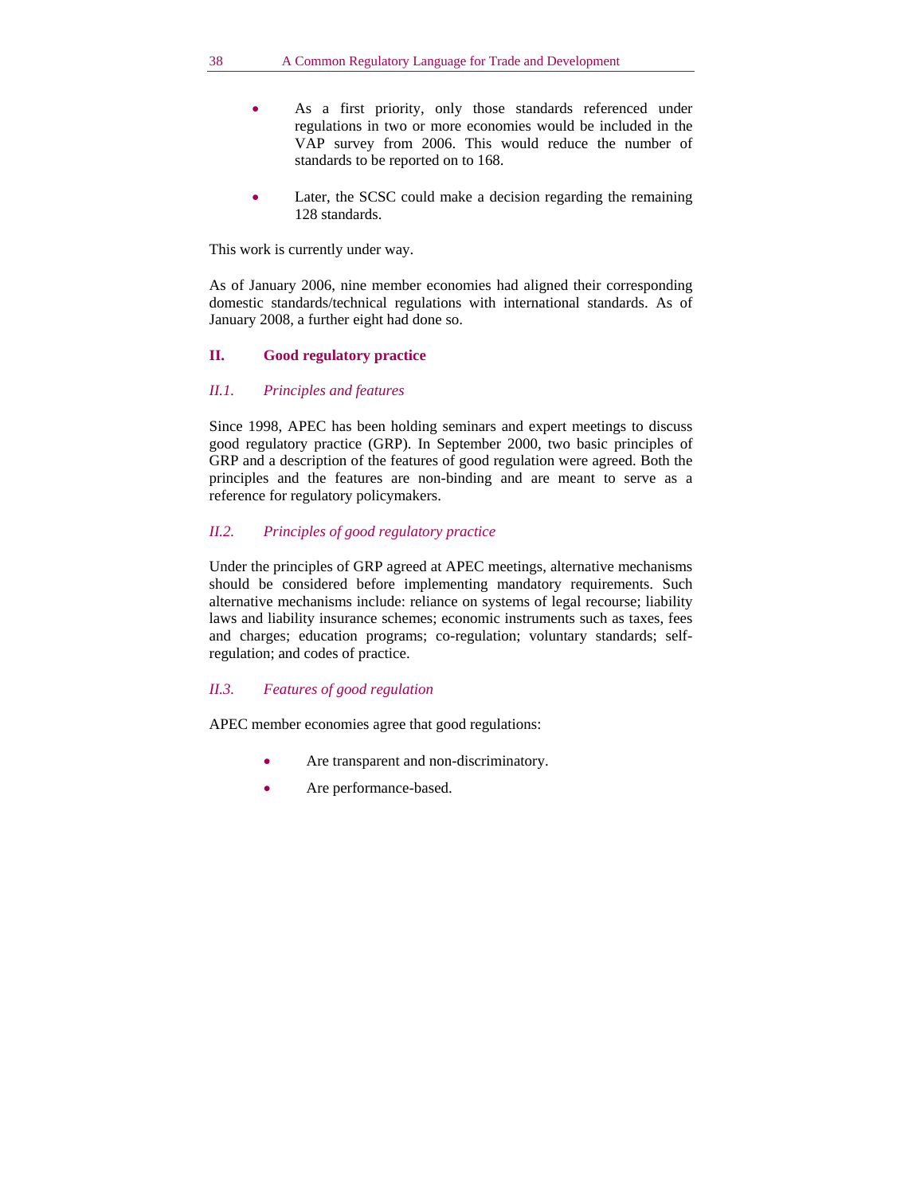- As a first priority, only those standards referenced under regulations in two or more economies would be included in the VAP survey from 2006. This would reduce the number of standards to be reported on to 168.
- Later, the SCSC could make a decision regarding the remaining 128 standards.

This work is currently under way.

As of January 2006, nine member economies had aligned their corresponding domestic standards/technical regulations with international standards. As of January 2008, a further eight had done so.

## II. Good regulatory practice

### *II.1. Principles and features*

Since 1998, APEC has been holding seminars and expert meetings to discuss good regulatory practice (GRP). In September 2000, two basic principles of GRP and a description of the features of good regulation were agreed. Both the principles and the features are non-binding and are meant to serve as a reference for regulatory policymakers.

### *II.2. Principles of good regulatory practice*

Under the principles of GRP agreed at APEC meetings, alternative mechanisms should be considered before implementing mandatory requirements. Such alternative mechanisms include: reliance on systems of legal recourse; liability laws and liability insurance schemes; economic instruments such as taxes, fees and charges; education programs; co-regulation; voluntary standards; self-regulation; and codes of practice.

### *II.3. Features of good regulation*

APEC member economies agree that good regulations:

- Are transparent and non-discriminatory.
- Are performance-based.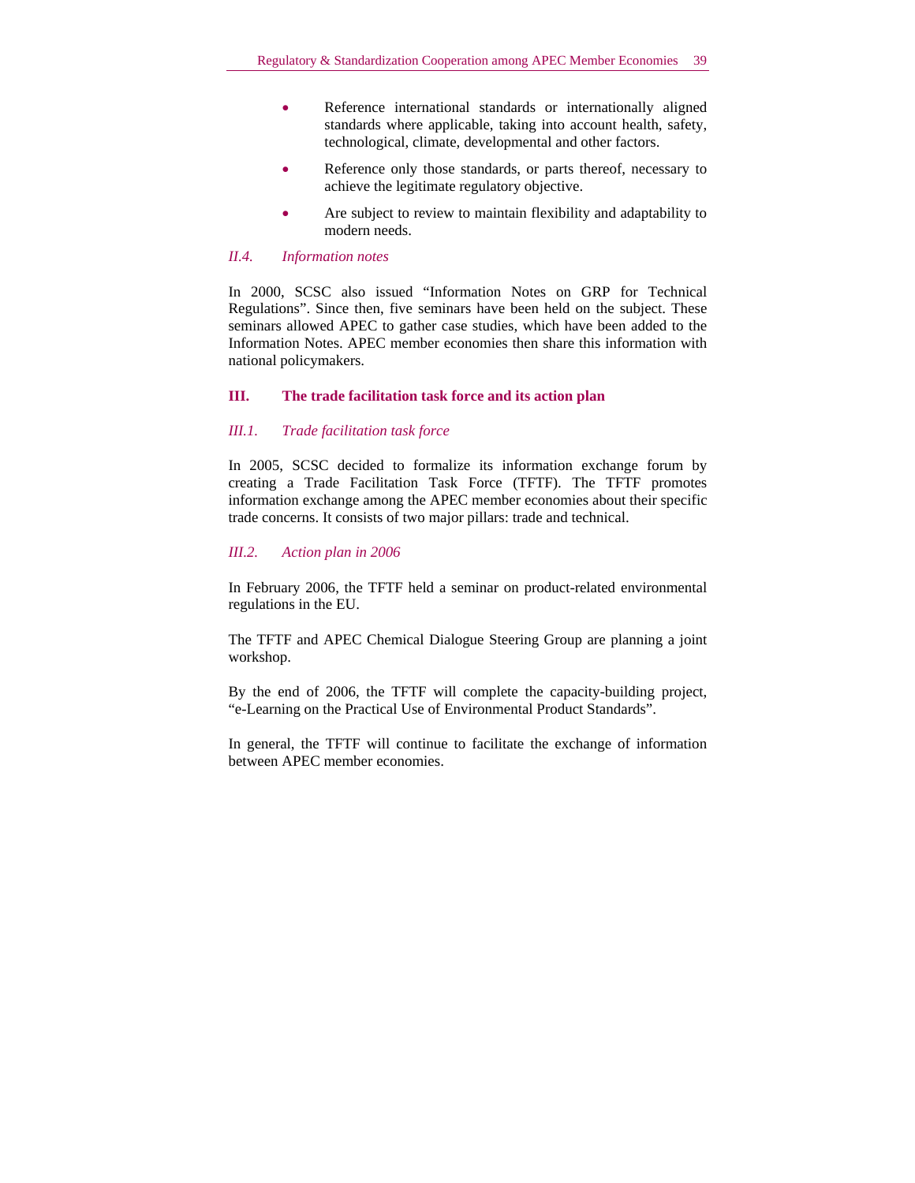- Reference international standards or internationally aligned standards where applicable, taking into account health, safety, technological, climate, developmental and other factors.
- Reference only those standards, or parts thereof, necessary to achieve the legitimate regulatory objective.
- Are subject to review to maintain flexibility and adaptability to modern needs.

### *II.4. Information notes*

In 2000, SCSC also issued “Information Notes on GRP for Technical Regulations”. Since then, five seminars have been held on the subject. These seminars allowed APEC to gather case studies, which have been added to the Information Notes. APEC member economies then share this information with national policymakers.

## III. The trade facilitation task force and its action plan

### *III.1. Trade facilitation task force*

In 2005, SCSC decided to formalize its information exchange forum by creating a Trade Facilitation Task Force (TFTF). The TFTF promotes information exchange among the APEC member economies about their specific trade concerns. It consists of two major pillars: trade and technical.

### *III.2. Action plan in 2006*

In February 2006, the TFTF held a seminar on product-related environmental regulations in the EU.

The TFTF and APEC Chemical Dialogue Steering Group are planning a joint workshop.

By the end of 2006, the TFTF will complete the capacity-building project, “e-Learning on the Practical Use of Environmental Product Standards”.

In general, the TFTF will continue to facilitate the exchange of information between APEC member economies.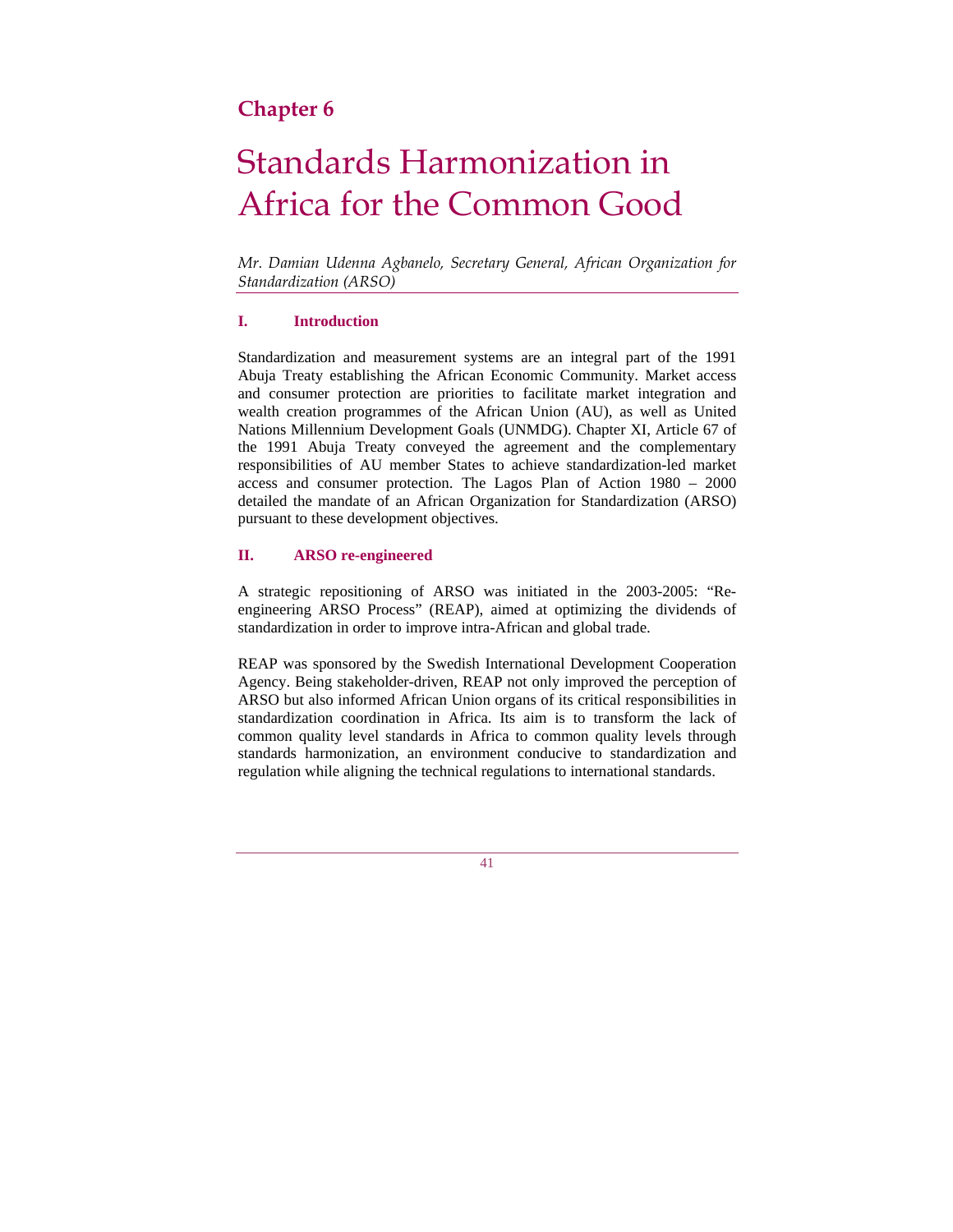## Chapter 6

# Standards Harmonization in Africa for the Common Good

*Mr. Damian Udenna Agbanelo, Secretary General, African Organization for Standardization (ARSO)*

### I. Introduction

Standardization and measurement systems are an integral part of the 1991 Abuja Treaty establishing the African Economic Community. Market access and consumer protection are priorities to facilitate market integration and wealth creation programmes of the African Union (AU), as well as United Nations Millennium Development Goals (UNMDG). Chapter XI, Article 67 of the 1991 Abuja Treaty conveyed the agreement and the complementary responsibilities of AU member States to achieve standardization-led market access and consumer protection. The Lagos Plan of Action 1980 – 2000 detailed the mandate of an African Organization for Standardization (ARSO) pursuant to these development objectives.

### II. ARSO re-engineered

A strategic repositioning of ARSO was initiated in the 2003-2005: "Re-engineering ARSO Process" (REAP), aimed at optimizing the dividends of standardization in order to improve intra-African and global trade.

REAP was sponsored by the Swedish International Development Cooperation Agency. Being stakeholder-driven, REAP not only improved the perception of ARSO but also informed African Union organs of its critical responsibilities in standardization coordination in Africa. Its aim is to transform the lack of common quality level standards in Africa to common quality levels through standards harmonization, an environment conducive to standardization and regulation while aligning the technical regulations to international standards.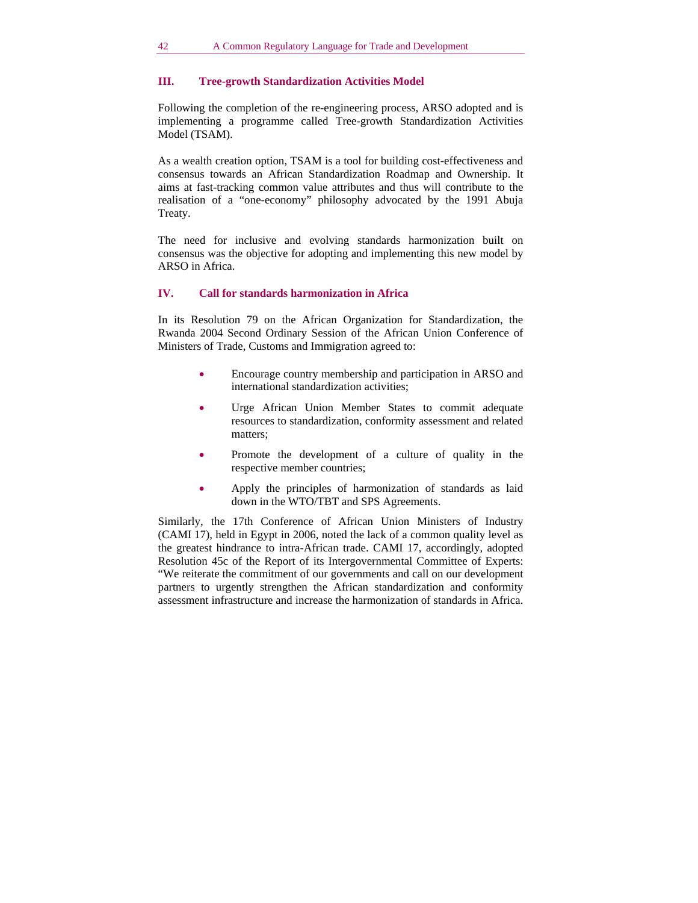## III. Tree-growth Standardization Activities Model

Following the completion of the re-engineering process, ARSO adopted and is implementing a programme called Tree-growth Standardization Activities Model (TSAM).

As a wealth creation option, TSAM is a tool for building cost-effectiveness and consensus towards an African Standardization Roadmap and Ownership. It aims at fast-tracking common value attributes and thus will contribute to the realisation of a "one-economy" philosophy advocated by the 1991 Abuja Treaty.

The need for inclusive and evolving standards harmonization built on consensus was the objective for adopting and implementing this new model by ARSO in Africa.

## IV. Call for standards harmonization in Africa

In its Resolution 79 on the African Organization for Standardization, the Rwanda 2004 Second Ordinary Session of the African Union Conference of Ministers of Trade, Customs and Immigration agreed to:

- Encourage country membership and participation in ARSO and international standardization activities;
- Urge African Union Member States to commit adequate resources to standardization, conformity assessment and related matters;
- Promote the development of a culture of quality in the respective member countries;
- Apply the principles of harmonization of standards as laid down in the WTO/TBT and SPS Agreements.

Similarly, the 17th Conference of African Union Ministers of Industry (CAMI 17), held in Egypt in 2006, noted the lack of a common quality level as the greatest hindrance to intra-African trade. CAMI 17, accordingly, adopted Resolution 45c of the Report of its Intergovernmental Committee of Experts: "We reiterate the commitment of our governments and call on our development partners to urgently strengthen the African standardization and conformity assessment infrastructure and increase the harmonization of standards in Africa.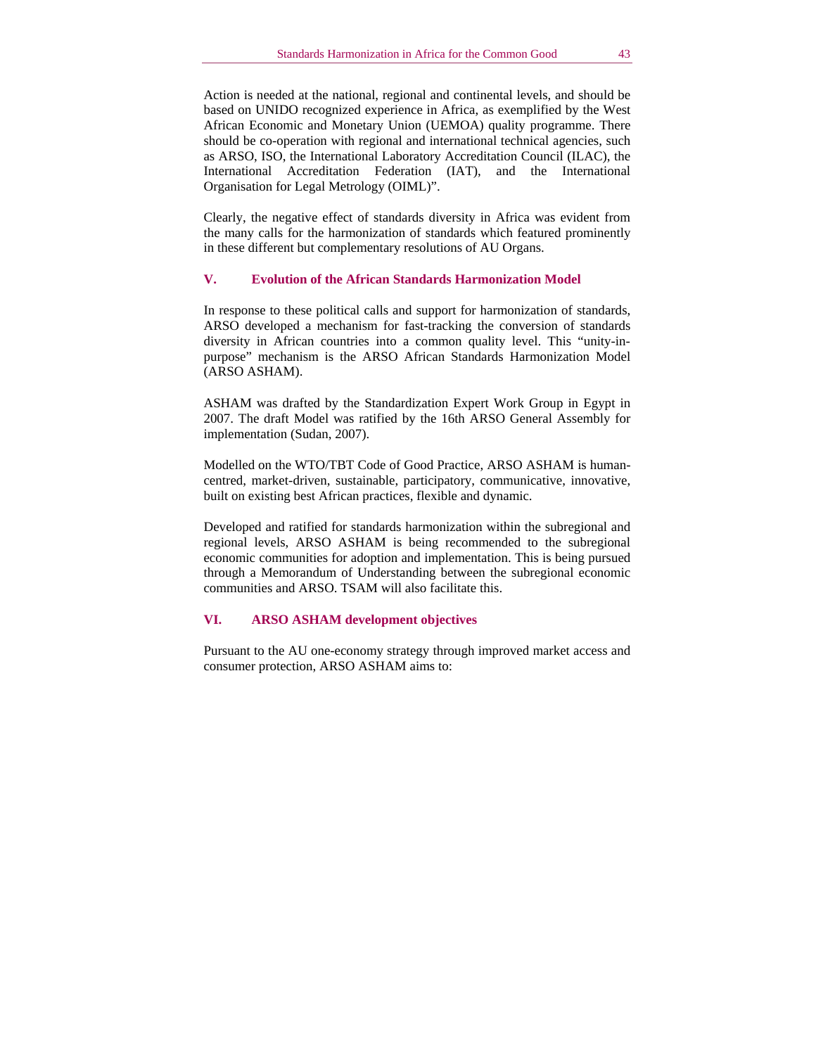Action is needed at the national, regional and continental levels, and should be based on UNIDO recognized experience in Africa, as exemplified by the West African Economic and Monetary Union (UEMOA) quality programme. There should be co-operation with regional and international technical agencies, such as ARSO, ISO, the International Laboratory Accreditation Council (ILAC), the International Accreditation Federation (IAT), and the International Organisation for Legal Metrology (OIML)".

Clearly, the negative effect of standards diversity in Africa was evident from the many calls for the harmonization of standards which featured prominently in these different but complementary resolutions of AU Organs.

## V. Evolution of the African Standards Harmonization Model

In response to these political calls and support for harmonization of standards, ARSO developed a mechanism for fast-tracking the conversion of standards diversity in African countries into a common quality level. This "unity-in-purpose" mechanism is the ARSO African Standards Harmonization Model (ARSO ASHAM).

ASHAM was drafted by the Standardization Expert Work Group in Egypt in 2007. The draft Model was ratified by the 16th ARSO General Assembly for implementation (Sudan, 2007).

Modelled on the WTO/TBT Code of Good Practice, ARSO ASHAM is human-centred, market-driven, sustainable, participatory, communicative, innovative, built on existing best African practices, flexible and dynamic.

Developed and ratified for standards harmonization within the subregional and regional levels, ARSO ASHAM is being recommended to the subregional economic communities for adoption and implementation. This is being pursued through a Memorandum of Understanding between the subregional economic communities and ARSO. TSAM will also facilitate this.

## VI. ARSO ASHAM development objectives

Pursuant to the AU one-economy strategy through improved market access and consumer protection, ARSO ASHAM aims to: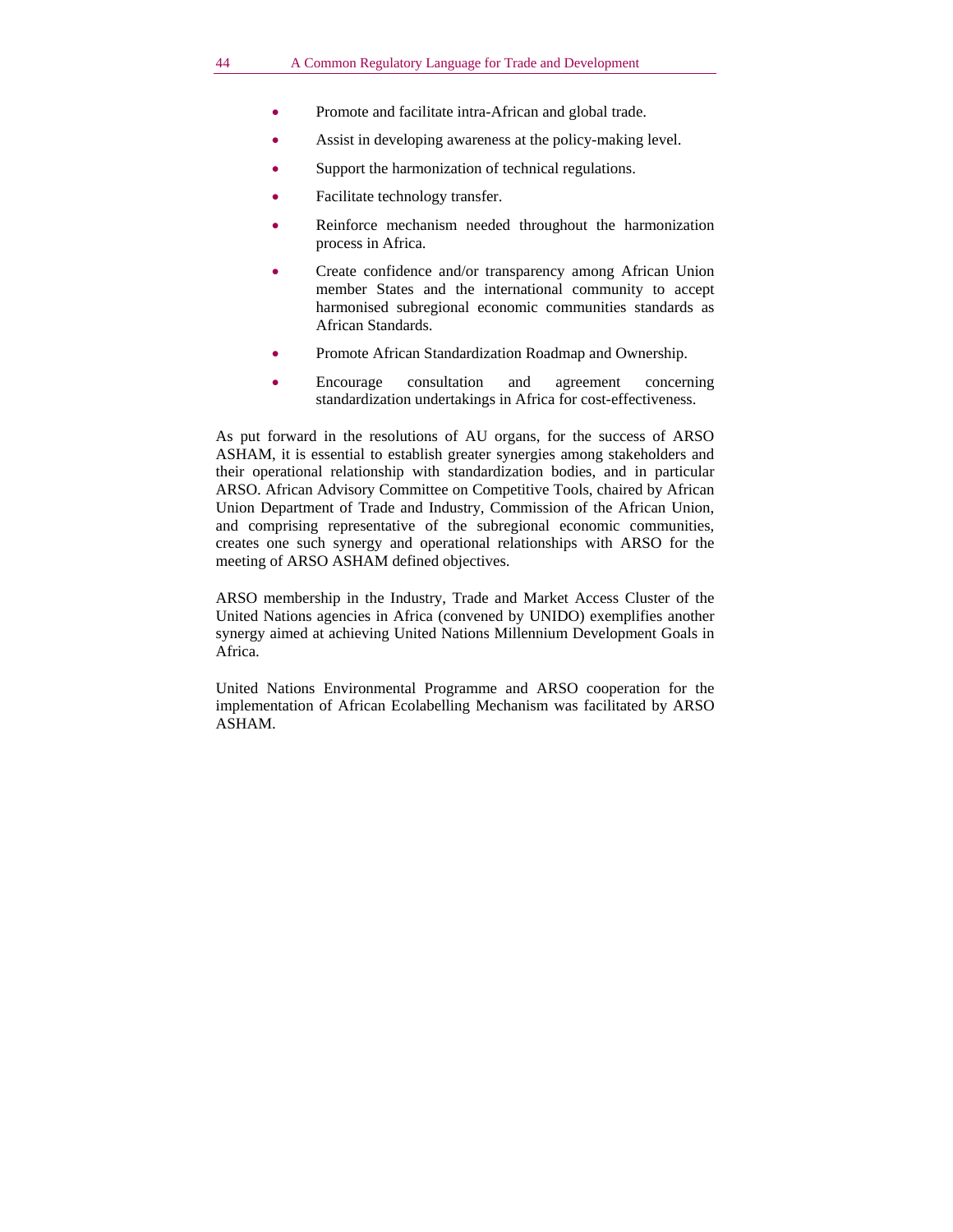- Promote and facilitate intra-African and global trade.
- Assist in developing awareness at the policy-making level.
- Support the harmonization of technical regulations.
- Facilitate technology transfer.
- Reinforce mechanism needed throughout the harmonization process in Africa.
- Create confidence and/or transparency among African Union member States and the international community to accept harmonised subregional economic communities standards as African Standards.
- Promote African Standardization Roadmap and Ownership.
- Encourage consultation and agreement concerning standardization undertakings in Africa for cost-effectiveness.

As put forward in the resolutions of AU organs, for the success of ARSO ASHAM, it is essential to establish greater synergies among stakeholders and their operational relationship with standardization bodies, and in particular ARSO. African Advisory Committee on Competitive Tools, chaired by African Union Department of Trade and Industry, Commission of the African Union, and comprising representative of the subregional economic communities, creates one such synergy and operational relationships with ARSO for the meeting of ARSO ASHAM defined objectives.

ARSO membership in the Industry, Trade and Market Access Cluster of the United Nations agencies in Africa (convened by UNIDO) exemplifies another synergy aimed at achieving United Nations Millennium Development Goals in Africa.

United Nations Environmental Programme and ARSO cooperation for the implementation of African Ecolabelling Mechanism was facilitated by ARSO ASHAM.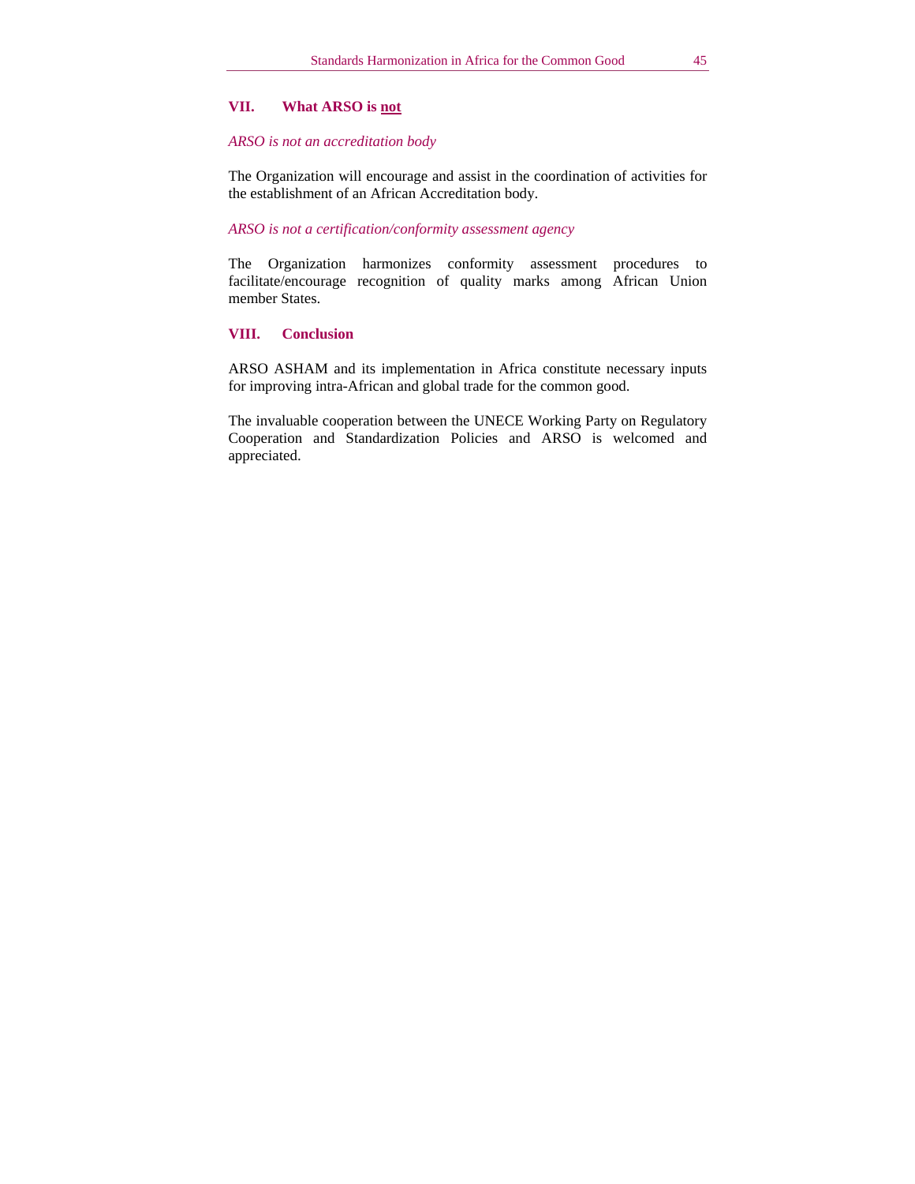## VII. What ARSO is not

*ARSO is not an accreditation body*

The Organization will encourage and assist in the coordination of activities for the establishment of an African Accreditation body.

*ARSO is not a certification/conformity assessment agency*

The Organization harmonizes conformity assessment procedures to facilitate/encourage recognition of quality marks among African Union member States.

## VIII. Conclusion

ARSO ASHAM and its implementation in Africa constitute necessary inputs for improving intra-African and global trade for the common good.

The invaluable cooperation between the UNECE Working Party on Regulatory Cooperation and Standardization Policies and ARSO is welcomed and appreciated.